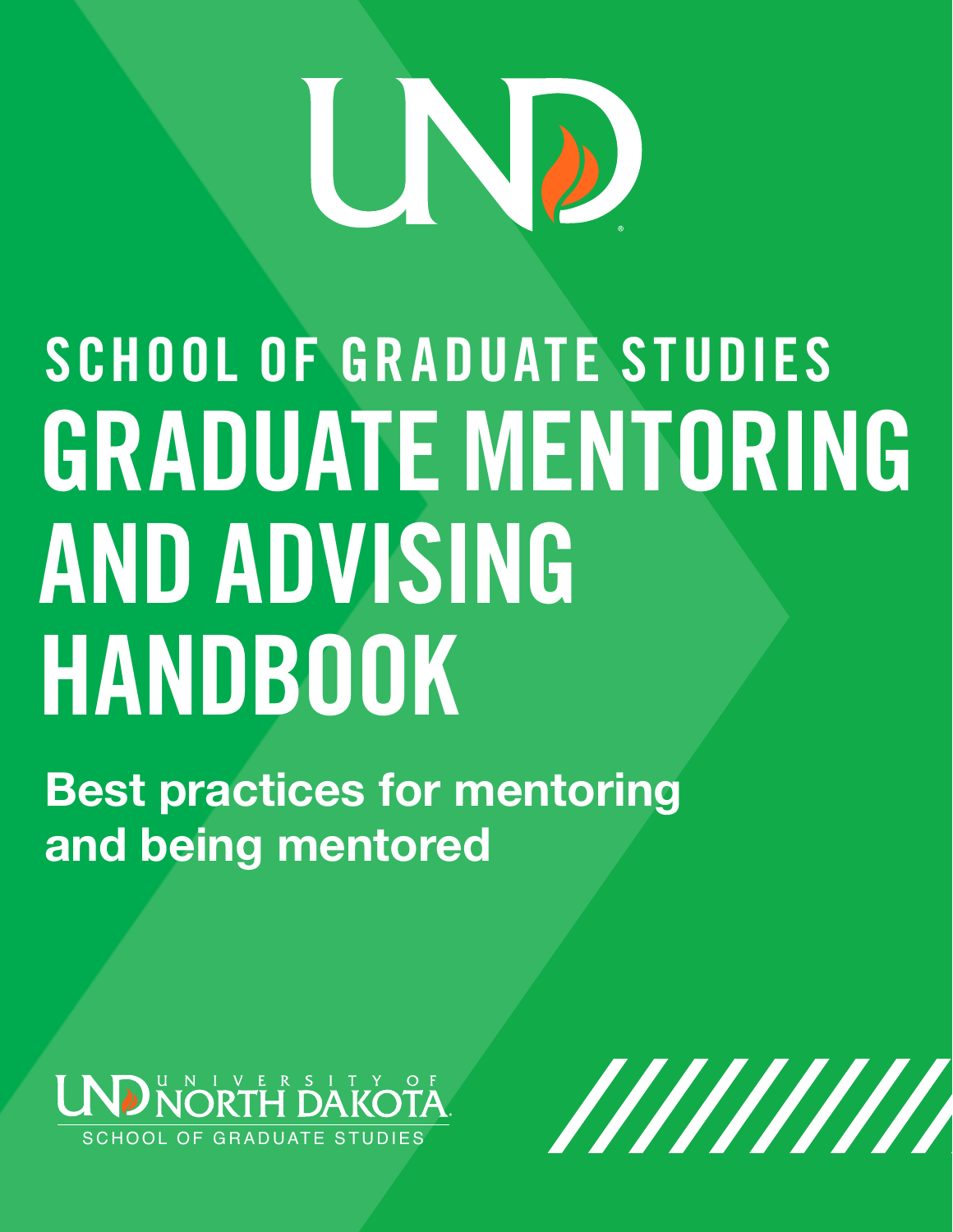# SCHOOL OF GRADUATE STUDIES

# GRADUATE MENTORING AND ADVISING HANDBOOK

**Best practices for mentoring and being mentored**

UND UNIVERSITY OF NORTH DAKOTA

SCHOOL OF GRADUATE STUDIES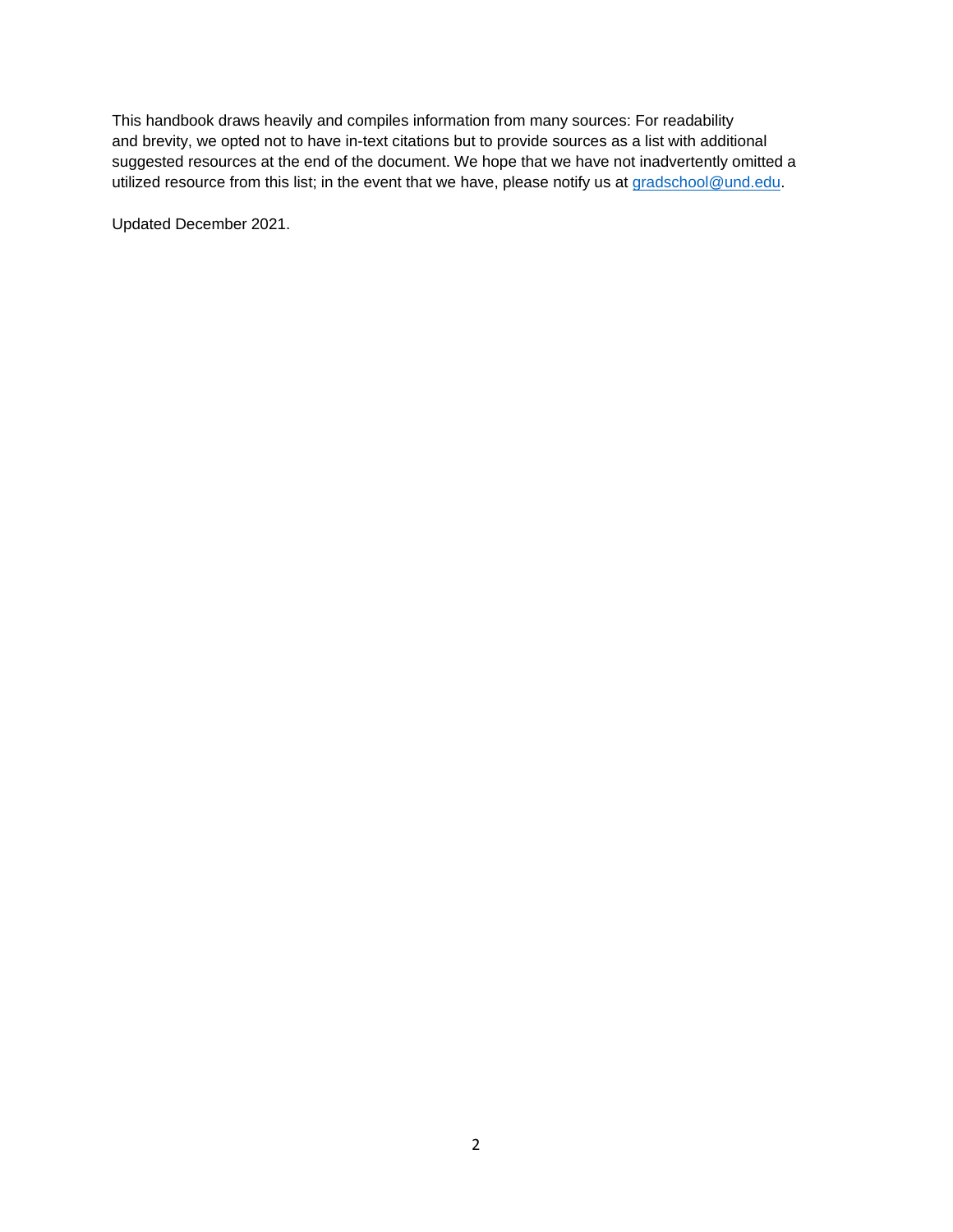This handbook draws heavily and compiles information from many sources: For readability and brevity, we opted not to have in-text citations but to provide sources as a list with additional suggested resources at the end of the document. We hope that we have not inadvertently omitted a utilized resource from this list; in the event that we have, please notify us at [gradschool@und.edu](mailto:gradschool@und.edu).

Updated December 2021.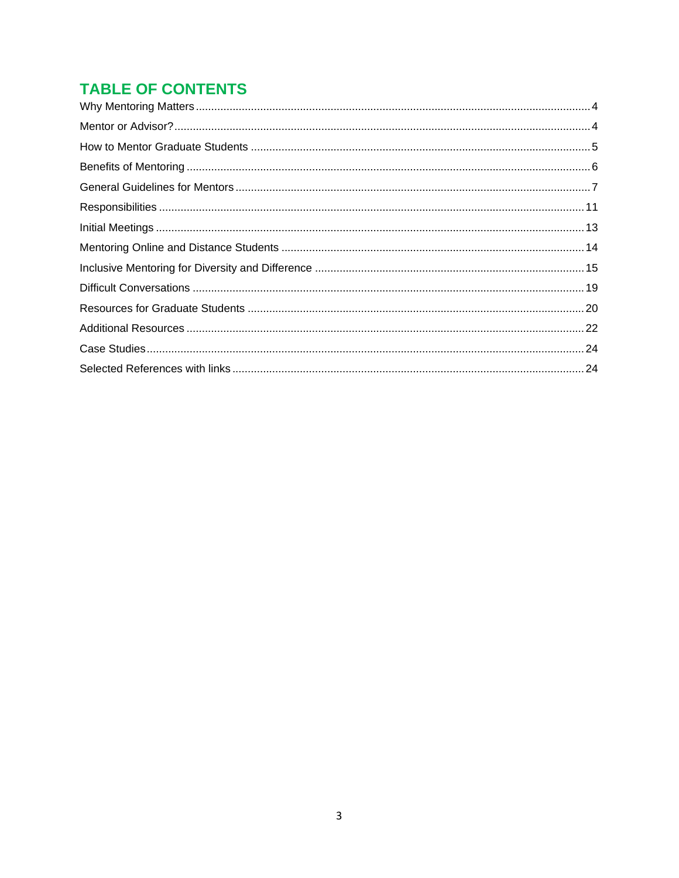## TABLE OF CONTENTS

| | |
|---|---|
| Why Mentoring Matters | 4 |
| Mentor or Advisor? | 4 |
| How to Mentor Graduate Students | 5 |
| Benefits of Mentoring | 6 |
| General Guidelines for Mentors | 7 |
| Responsibilities | 11 |
| Initial Meetings | 13 |
| Mentoring Online and Distance Students | 14 |
| Inclusive Mentoring for Diversity and Difference | 15 |
| Difficult Conversations | 19 |
| Resources for Graduate Students | 20 |
| Additional Resources | 22 |
| Case Studies | 24 |
| Selected References with links | 24 |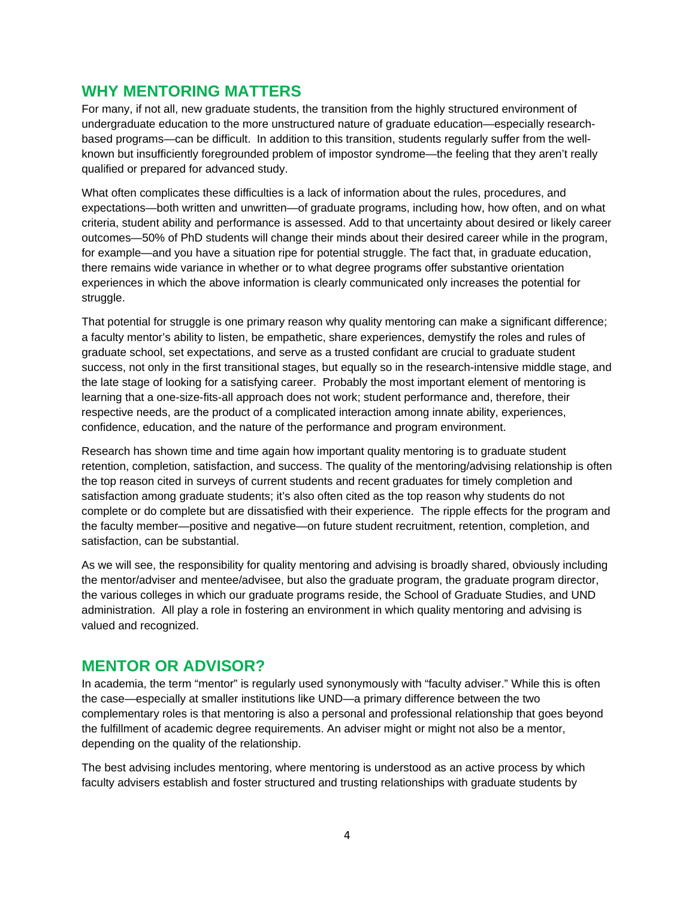## WHY MENTORING MATTERS

For many, if not all, new graduate students, the transition from the highly structured environment of undergraduate education to the more unstructured nature of graduate education—especially research-based programs—can be difficult. In addition to this transition, students regularly suffer from the well-known but insufficiently foregrounded problem of impostor syndrome—the feeling that they aren't really qualified or prepared for advanced study.

What often complicates these difficulties is a lack of information about the rules, procedures, and expectations—both written and unwritten—of graduate programs, including how, how often, and on what criteria, student ability and performance is assessed. Add to that uncertainty about desired or likely career outcomes—50% of PhD students will change their minds about their desired career while in the program, for example—and you have a situation ripe for potential struggle. The fact that, in graduate education, there remains wide variance in whether or to what degree programs offer substantive orientation experiences in which the above information is clearly communicated only increases the potential for struggle.

That potential for struggle is one primary reason why quality mentoring can make a significant difference; a faculty mentor's ability to listen, be empathetic, share experiences, demystify the roles and rules of graduate school, set expectations, and serve as a trusted confidant are crucial to graduate student success, not only in the first transitional stages, but equally so in the research-intensive middle stage, and the late stage of looking for a satisfying career. Probably the most important element of mentoring is learning that a one-size-fits-all approach does not work; student performance and, therefore, their respective needs, are the product of a complicated interaction among innate ability, experiences, confidence, education, and the nature of the performance and program environment.

Research has shown time and time again how important quality mentoring is to graduate student retention, completion, satisfaction, and success. The quality of the mentoring/advising relationship is often the top reason cited in surveys of current students and recent graduates for timely completion and satisfaction among graduate students; it's also often cited as the top reason why students do not complete or do complete but are dissatisfied with their experience. The ripple effects for the program and the faculty member—positive and negative—on future student recruitment, retention, completion, and satisfaction, can be substantial.

As we will see, the responsibility for quality mentoring and advising is broadly shared, obviously including the mentor/adviser and mentee/advisee, but also the graduate program, the graduate program director, the various colleges in which our graduate programs reside, the School of Graduate Studies, and UND administration. All play a role in fostering an environment in which quality mentoring and advising is valued and recognized.

## MENTOR OR ADVISOR?

In academia, the term "mentor" is regularly used synonymously with "faculty adviser." While this is often the case—especially at smaller institutions like UND—a primary difference between the two complementary roles is that mentoring is also a personal and professional relationship that goes beyond the fulfillment of academic degree requirements. An adviser might or might not also be a mentor, depending on the quality of the relationship.

The best advising includes mentoring, where mentoring is understood as an active process by which faculty advisers establish and foster structured and trusting relationships with graduate students by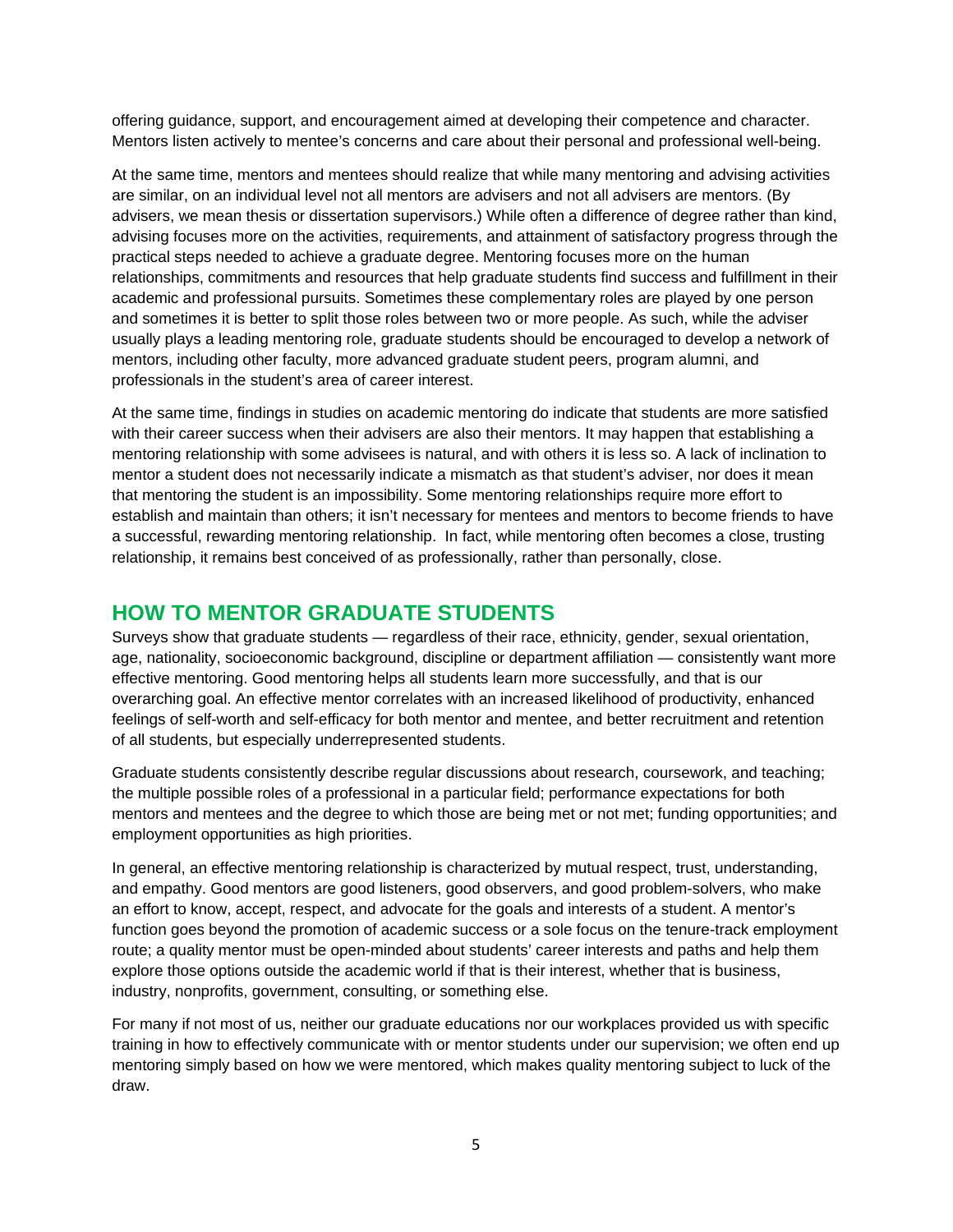offering guidance, support, and encouragement aimed at developing their competence and character. Mentors listen actively to mentee's concerns and care about their personal and professional well-being.

At the same time, mentors and mentees should realize that while many mentoring and advising activities are similar, on an individual level not all mentors are advisers and not all advisers are mentors. (By advisers, we mean thesis or dissertation supervisors.) While often a difference of degree rather than kind, advising focuses more on the activities, requirements, and attainment of satisfactory progress through the practical steps needed to achieve a graduate degree. Mentoring focuses more on the human relationships, commitments and resources that help graduate students find success and fulfillment in their academic and professional pursuits. Sometimes these complementary roles are played by one person and sometimes it is better to split those roles between two or more people. As such, while the adviser usually plays a leading mentoring role, graduate students should be encouraged to develop a network of mentors, including other faculty, more advanced graduate student peers, program alumni, and professionals in the student's area of career interest.

At the same time, findings in studies on academic mentoring do indicate that students are more satisfied with their career success when their advisers are also their mentors. It may happen that establishing a mentoring relationship with some advisees is natural, and with others it is less so. A lack of inclination to mentor a student does not necessarily indicate a mismatch as that student's adviser, nor does it mean that mentoring the student is an impossibility. Some mentoring relationships require more effort to establish and maintain than others; it isn't necessary for mentees and mentors to become friends to have a successful, rewarding mentoring relationship. In fact, while mentoring often becomes a close, trusting relationship, it remains best conceived of as professionally, rather than personally, close.

## HOW TO MENTOR GRADUATE STUDENTS

Surveys show that graduate students — regardless of their race, ethnicity, gender, sexual orientation, age, nationality, socioeconomic background, discipline or department affiliation — consistently want more effective mentoring. Good mentoring helps all students learn more successfully, and that is our overarching goal. An effective mentor correlates with an increased likelihood of productivity, enhanced feelings of self-worth and self-efficacy for both mentor and mentee, and better recruitment and retention of all students, but especially underrepresented students.

Graduate students consistently describe regular discussions about research, coursework, and teaching; the multiple possible roles of a professional in a particular field; performance expectations for both mentors and mentees and the degree to which those are being met or not met; funding opportunities; and employment opportunities as high priorities.

In general, an effective mentoring relationship is characterized by mutual respect, trust, understanding, and empathy. Good mentors are good listeners, good observers, and good problem-solvers, who make an effort to know, accept, respect, and advocate for the goals and interests of a student. A mentor's function goes beyond the promotion of academic success or a sole focus on the tenure-track employment route; a quality mentor must be open-minded about students' career interests and paths and help them explore those options outside the academic world if that is their interest, whether that is business, industry, nonprofits, government, consulting, or something else.

For many if not most of us, neither our graduate educations nor our workplaces provided us with specific training in how to effectively communicate with or mentor students under our supervision; we often end up mentoring simply based on how we were mentored, which makes quality mentoring subject to luck of the draw.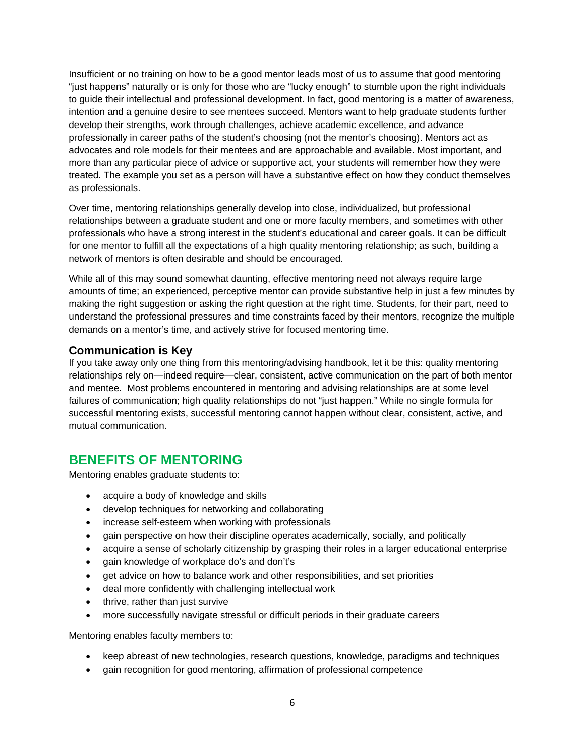Insufficient or no training on how to be a good mentor leads most of us to assume that good mentoring "just happens" naturally or is only for those who are "lucky enough" to stumble upon the right individuals to guide their intellectual and professional development. In fact, good mentoring is a matter of awareness, intention and a genuine desire to see mentees succeed. Mentors want to help graduate students further develop their strengths, work through challenges, achieve academic excellence, and advance professionally in career paths of the student's choosing (not the mentor's choosing). Mentors act as advocates and role models for their mentees and are approachable and available. Most important, and more than any particular piece of advice or supportive act, your students will remember how they were treated. The example you set as a person will have a substantive effect on how they conduct themselves as professionals.

Over time, mentoring relationships generally develop into close, individualized, but professional relationships between a graduate student and one or more faculty members, and sometimes with other professionals who have a strong interest in the student's educational and career goals. It can be difficult for one mentor to fulfill all the expectations of a high quality mentoring relationship; as such, building a network of mentors is often desirable and should be encouraged.

While all of this may sound somewhat daunting, effective mentoring need not always require large amounts of time; an experienced, perceptive mentor can provide substantive help in just a few minutes by making the right suggestion or asking the right question at the right time. Students, for their part, need to understand the professional pressures and time constraints faced by their mentors, recognize the multiple demands on a mentor's time, and actively strive for focused mentoring time.

### Communication is Key

If you take away only one thing from this mentoring/advising handbook, let it be this: quality mentoring relationships rely on—indeed require—clear, consistent, active communication on the part of both mentor and mentee. Most problems encountered in mentoring and advising relationships are at some level failures of communication; high quality relationships do not "just happen." While no single formula for successful mentoring exists, successful mentoring cannot happen without clear, consistent, active, and mutual communication.

## BENEFITS OF MENTORING

Mentoring enables graduate students to:

- acquire a body of knowledge and skills
- develop techniques for networking and collaborating
- increase self-esteem when working with professionals
- gain perspective on how their discipline operates academically, socially, and politically
- acquire a sense of scholarly citizenship by grasping their roles in a larger educational enterprise
- gain knowledge of workplace do's and don't's
- get advice on how to balance work and other responsibilities, and set priorities
- deal more confidently with challenging intellectual work
- thrive, rather than just survive
- more successfully navigate stressful or difficult periods in their graduate careers

Mentoring enables faculty members to:

- keep abreast of new technologies, research questions, knowledge, paradigms and techniques
- gain recognition for good mentoring, affirmation of professional competence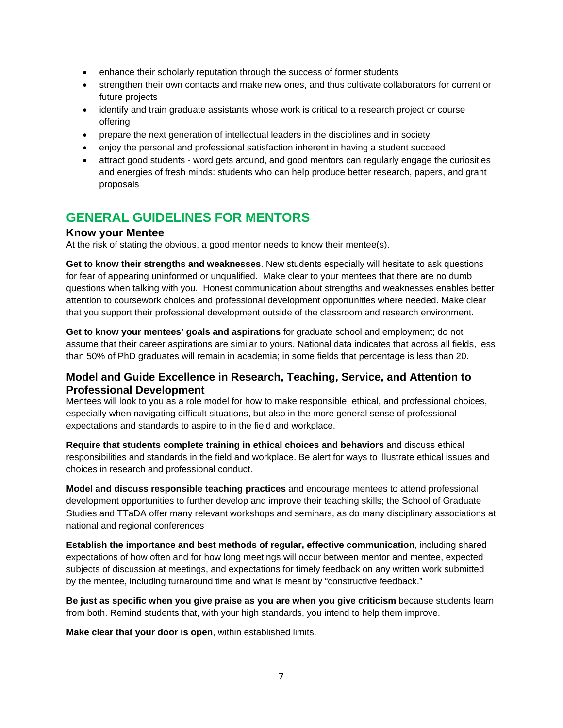- enhance their scholarly reputation through the success of former students
- strengthen their own contacts and make new ones, and thus cultivate collaborators for current or future projects
- identify and train graduate assistants whose work is critical to a research project or course offering
- prepare the next generation of intellectual leaders in the disciplines and in society
- enjoy the personal and professional satisfaction inherent in having a student succeed
- attract good students - word gets around, and good mentors can regularly engage the curiosities and energies of fresh minds: students who can help produce better research, papers, and grant proposals

## GENERAL GUIDELINES FOR MENTORS

### Know your Mentee

At the risk of stating the obvious, a good mentor needs to know their mentee(s).

**Get to know their strengths and weaknesses**. New students especially will hesitate to ask questions for fear of appearing uninformed or unqualified. Make clear to your mentees that there are no dumb questions when talking with you. Honest communication about strengths and weaknesses enables better attention to coursework choices and professional development opportunities where needed. Make clear that you support their professional development outside of the classroom and research environment.

**Get to know your mentees' goals and aspirations** for graduate school and employment; do not assume that their career aspirations are similar to yours. National data indicates that across all fields, less than 50% of PhD graduates will remain in academia; in some fields that percentage is less than 20.

### Model and Guide Excellence in Research, Teaching, Service, and Attention to Professional Development

Mentees will look to you as a role model for how to make responsible, ethical, and professional choices, especially when navigating difficult situations, but also in the more general sense of professional expectations and standards to aspire to in the field and workplace.

**Require that students complete training in ethical choices and behaviors** and discuss ethical responsibilities and standards in the field and workplace. Be alert for ways to illustrate ethical issues and choices in research and professional conduct.

**Model and discuss responsible teaching practices** and encourage mentees to attend professional development opportunities to further develop and improve their teaching skills; the School of Graduate Studies and TTaDA offer many relevant workshops and seminars, as do many disciplinary associations at national and regional conferences

**Establish the importance and best methods of regular, effective communication**, including shared expectations of how often and for how long meetings will occur between mentor and mentee, expected subjects of discussion at meetings, and expectations for timely feedback on any written work submitted by the mentee, including turnaround time and what is meant by "constructive feedback."

**Be just as specific when you give praise as you are when you give criticism** because students learn from both. Remind students that, with your high standards, you intend to help them improve.

**Make clear that your door is open**, within established limits.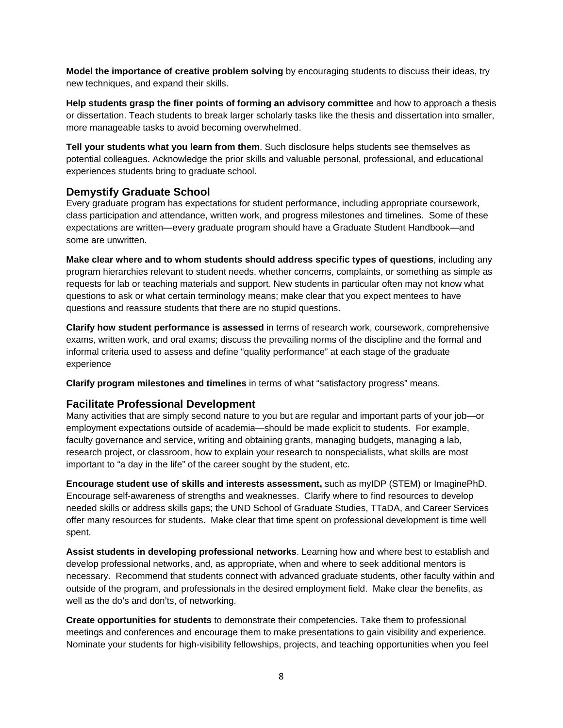**Model the importance of creative problem solving** by encouraging students to discuss their ideas, try new techniques, and expand their skills.

**Help students grasp the finer points of forming an advisory committee** and how to approach a thesis or dissertation. Teach students to break larger scholarly tasks like the thesis and dissertation into smaller, more manageable tasks to avoid becoming overwhelmed.

**Tell your students what you learn from them**. Such disclosure helps students see themselves as potential colleagues. Acknowledge the prior skills and valuable personal, professional, and educational experiences students bring to graduate school.

## Demystify Graduate School

Every graduate program has expectations for student performance, including appropriate coursework, class participation and attendance, written work, and progress milestones and timelines. Some of these expectations are written—every graduate program should have a Graduate Student Handbook—and some are unwritten.

**Make clear where and to whom students should address specific types of questions**, including any program hierarchies relevant to student needs, whether concerns, complaints, or something as simple as requests for lab or teaching materials and support. New students in particular often may not know what questions to ask or what certain terminology means; make clear that you expect mentees to have questions and reassure students that there are no stupid questions.

**Clarify how student performance is assessed** in terms of research work, coursework, comprehensive exams, written work, and oral exams; discuss the prevailing norms of the discipline and the formal and informal criteria used to assess and define "quality performance" at each stage of the graduate experience

**Clarify program milestones and timelines** in terms of what "satisfactory progress" means.

## Facilitate Professional Development

Many activities that are simply second nature to you but are regular and important parts of your job—or employment expectations outside of academia—should be made explicit to students. For example, faculty governance and service, writing and obtaining grants, managing budgets, managing a lab, research project, or classroom, how to explain your research to nonspecialists, what skills are most important to "a day in the life" of the career sought by the student, etc.

**Encourage student use of skills and interests assessment,** such as myIDP (STEM) or ImaginePhD. Encourage self-awareness of strengths and weaknesses. Clarify where to find resources to develop needed skills or address skills gaps; the UND School of Graduate Studies, TTaDA, and Career Services offer many resources for students. Make clear that time spent on professional development is time well spent.

**Assist students in developing professional networks**. Learning how and where best to establish and develop professional networks, and, as appropriate, when and where to seek additional mentors is necessary. Recommend that students connect with advanced graduate students, other faculty within and outside of the program, and professionals in the desired employment field. Make clear the benefits, as well as the do's and don'ts, of networking.

**Create opportunities for students** to demonstrate their competencies. Take them to professional meetings and conferences and encourage them to make presentations to gain visibility and experience. Nominate your students for high-visibility fellowships, projects, and teaching opportunities when you feel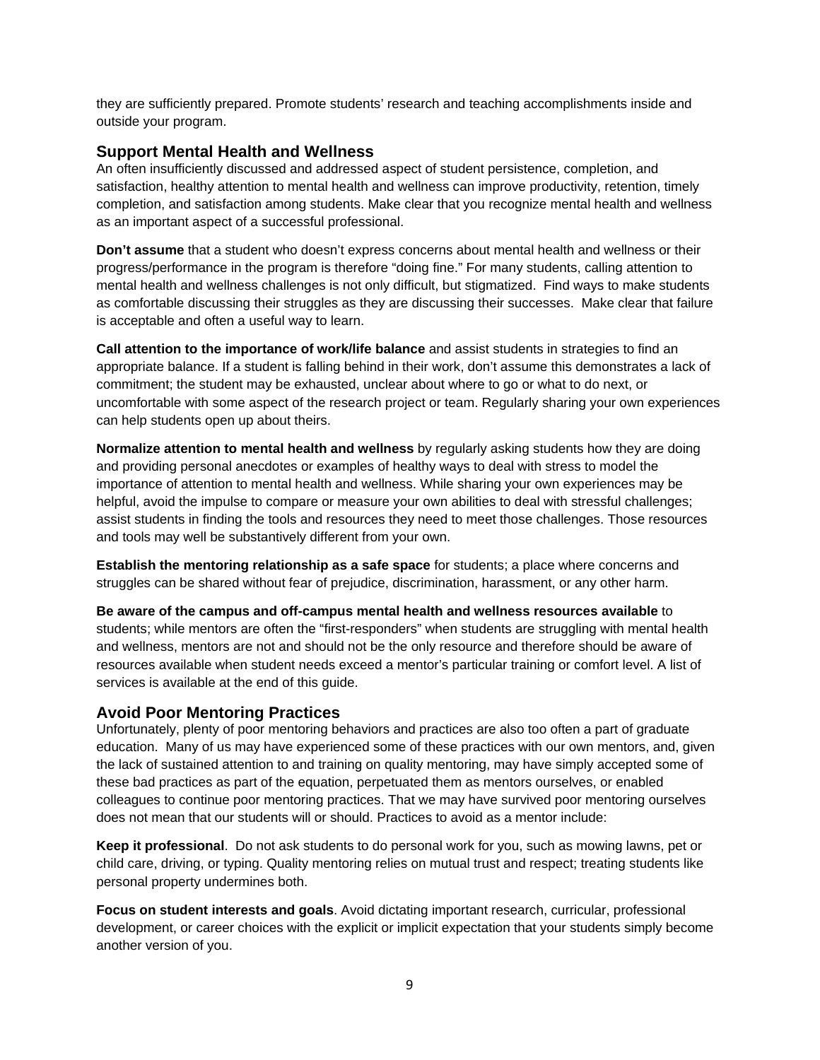they are sufficiently prepared. Promote students' research and teaching accomplishments inside and outside your program.

## Support Mental Health and Wellness

An often insufficiently discussed and addressed aspect of student persistence, completion, and satisfaction, healthy attention to mental health and wellness can improve productivity, retention, timely completion, and satisfaction among students. Make clear that you recognize mental health and wellness as an important aspect of a successful professional.

**Don't assume** that a student who doesn't express concerns about mental health and wellness or their progress/performance in the program is therefore "doing fine." For many students, calling attention to mental health and wellness challenges is not only difficult, but stigmatized. Find ways to make students as comfortable discussing their struggles as they are discussing their successes. Make clear that failure is acceptable and often a useful way to learn.

**Call attention to the importance of work/life balance** and assist students in strategies to find an appropriate balance. If a student is falling behind in their work, don't assume this demonstrates a lack of commitment; the student may be exhausted, unclear about where to go or what to do next, or uncomfortable with some aspect of the research project or team. Regularly sharing your own experiences can help students open up about theirs.

**Normalize attention to mental health and wellness** by regularly asking students how they are doing and providing personal anecdotes or examples of healthy ways to deal with stress to model the importance of attention to mental health and wellness. While sharing your own experiences may be helpful, avoid the impulse to compare or measure your own abilities to deal with stressful challenges; assist students in finding the tools and resources they need to meet those challenges. Those resources and tools may well be substantively different from your own.

**Establish the mentoring relationship as a safe space** for students; a place where concerns and struggles can be shared without fear of prejudice, discrimination, harassment, or any other harm.

**Be aware of the campus and off-campus mental health and wellness resources available** to students; while mentors are often the "first-responders" when students are struggling with mental health and wellness, mentors are not and should not be the only resource and therefore should be aware of resources available when student needs exceed a mentor's particular training or comfort level. A list of services is available at the end of this guide.

## Avoid Poor Mentoring Practices

Unfortunately, plenty of poor mentoring behaviors and practices are also too often a part of graduate education. Many of us may have experienced some of these practices with our own mentors, and, given the lack of sustained attention to and training on quality mentoring, may have simply accepted some of these bad practices as part of the equation, perpetuated them as mentors ourselves, or enabled colleagues to continue poor mentoring practices. That we may have survived poor mentoring ourselves does not mean that our students will or should. Practices to avoid as a mentor include:

**Keep it professional**. Do not ask students to do personal work for you, such as mowing lawns, pet or child care, driving, or typing. Quality mentoring relies on mutual trust and respect; treating students like personal property undermines both.

**Focus on student interests and goals**. Avoid dictating important research, curricular, professional development, or career choices with the explicit or implicit expectation that your students simply become another version of you.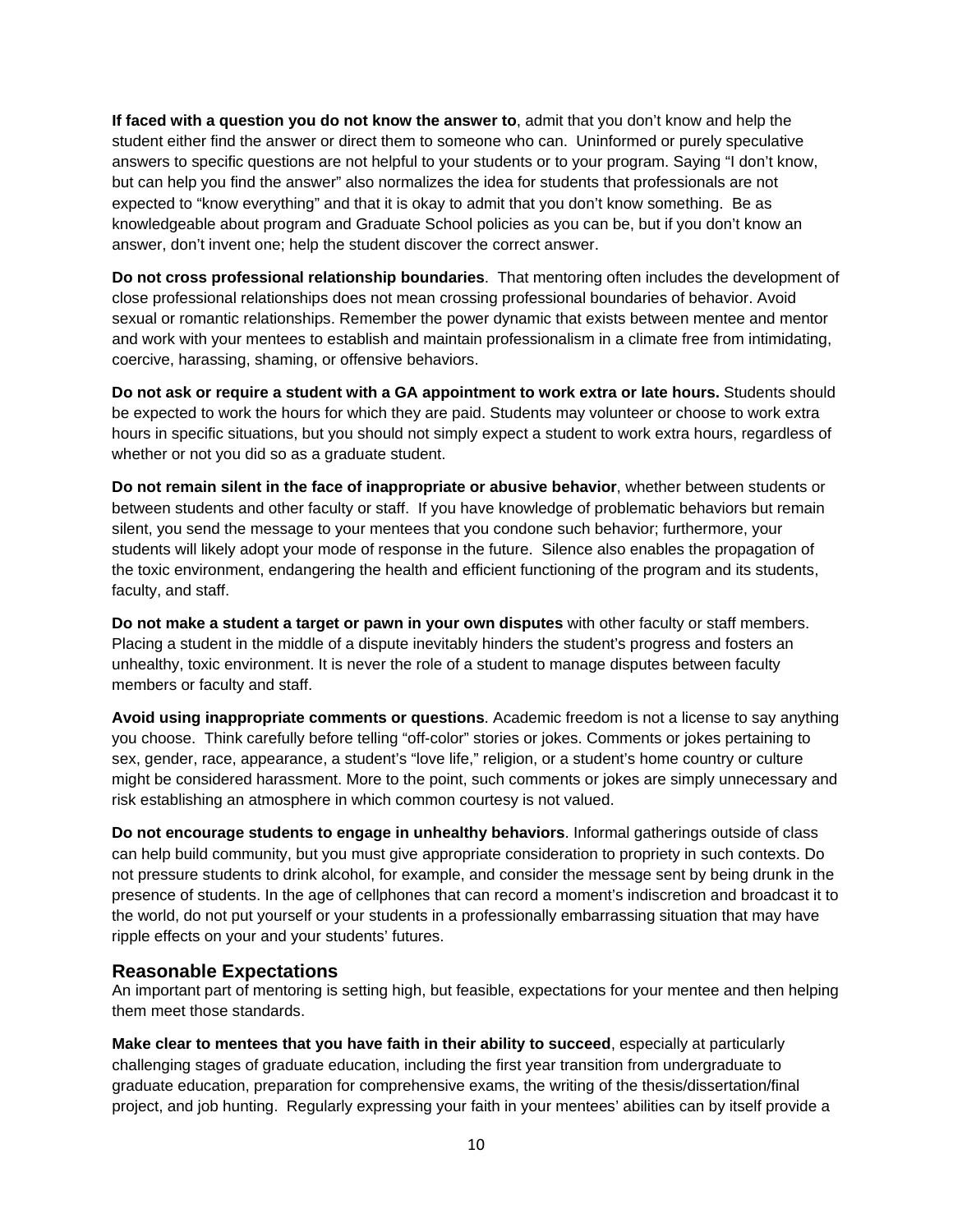**If faced with a question you do not know the answer to**, admit that you don't know and help the student either find the answer or direct them to someone who can. Uninformed or purely speculative answers to specific questions are not helpful to your students or to your program. Saying "I don't know, but can help you find the answer" also normalizes the idea for students that professionals are not expected to "know everything" and that it is okay to admit that you don't know something. Be as knowledgeable about program and Graduate School policies as you can be, but if you don't know an answer, don't invent one; help the student discover the correct answer.

**Do not cross professional relationship boundaries**. That mentoring often includes the development of close professional relationships does not mean crossing professional boundaries of behavior. Avoid sexual or romantic relationships. Remember the power dynamic that exists between mentee and mentor and work with your mentees to establish and maintain professionalism in a climate free from intimidating, coercive, harassing, shaming, or offensive behaviors.

**Do not ask or require a student with a GA appointment to work extra or late hours.** Students should be expected to work the hours for which they are paid. Students may volunteer or choose to work extra hours in specific situations, but you should not simply expect a student to work extra hours, regardless of whether or not you did so as a graduate student.

**Do not remain silent in the face of inappropriate or abusive behavior**, whether between students or between students and other faculty or staff. If you have knowledge of problematic behaviors but remain silent, you send the message to your mentees that you condone such behavior; furthermore, your students will likely adopt your mode of response in the future. Silence also enables the propagation of the toxic environment, endangering the health and efficient functioning of the program and its students, faculty, and staff.

**Do not make a student a target or pawn in your own disputes** with other faculty or staff members. Placing a student in the middle of a dispute inevitably hinders the student's progress and fosters an unhealthy, toxic environment. It is never the role of a student to manage disputes between faculty members or faculty and staff.

**Avoid using inappropriate comments or questions**. Academic freedom is not a license to say anything you choose. Think carefully before telling "off-color" stories or jokes. Comments or jokes pertaining to sex, gender, race, appearance, a student's "love life," religion, or a student's home country or culture might be considered harassment. More to the point, such comments or jokes are simply unnecessary and risk establishing an atmosphere in which common courtesy is not valued.

**Do not encourage students to engage in unhealthy behaviors**. Informal gatherings outside of class can help build community, but you must give appropriate consideration to propriety in such contexts. Do not pressure students to drink alcohol, for example, and consider the message sent by being drunk in the presence of students. In the age of cellphones that can record a moment's indiscretion and broadcast it to the world, do not put yourself or your students in a professionally embarrassing situation that may have ripple effects on your and your students' futures.

## Reasonable Expectations

An important part of mentoring is setting high, but feasible, expectations for your mentee and then helping them meet those standards.

**Make clear to mentees that you have faith in their ability to succeed**, especially at particularly challenging stages of graduate education, including the first year transition from undergraduate to graduate education, preparation for comprehensive exams, the writing of the thesis/dissertation/final project, and job hunting. Regularly expressing your faith in your mentees' abilities can by itself provide a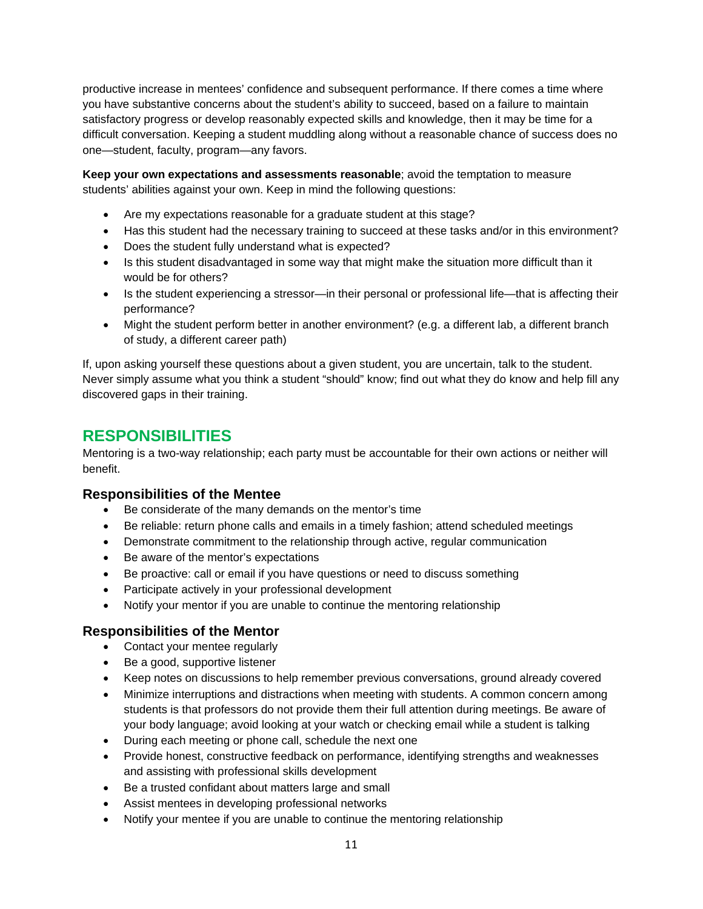productive increase in mentees' confidence and subsequent performance. If there comes a time where you have substantive concerns about the student's ability to succeed, based on a failure to maintain satisfactory progress or develop reasonably expected skills and knowledge, then it may be time for a difficult conversation. Keeping a student muddling along without a reasonable chance of success does no one—student, faculty, program—any favors.

**Keep your own expectations and assessments reasonable**; avoid the temptation to measure students' abilities against your own. Keep in mind the following questions:

- Are my expectations reasonable for a graduate student at this stage?
- Has this student had the necessary training to succeed at these tasks and/or in this environment?
- Does the student fully understand what is expected?
- Is this student disadvantaged in some way that might make the situation more difficult than it would be for others?
- Is the student experiencing a stressor—in their personal or professional life—that is affecting their performance?
- Might the student perform better in another environment? (e.g. a different lab, a different branch of study, a different career path)

If, upon asking yourself these questions about a given student, you are uncertain, talk to the student. Never simply assume what you think a student "should" know; find out what they do know and help fill any discovered gaps in their training.

## RESPONSIBILITIES

Mentoring is a two-way relationship; each party must be accountable for their own actions or neither will benefit.

### Responsibilities of the Mentee

- Be considerate of the many demands on the mentor's time
- Be reliable: return phone calls and emails in a timely fashion; attend scheduled meetings
- Demonstrate commitment to the relationship through active, regular communication
- Be aware of the mentor's expectations
- Be proactive: call or email if you have questions or need to discuss something
- Participate actively in your professional development
- Notify your mentor if you are unable to continue the mentoring relationship

### Responsibilities of the Mentor

- Contact your mentee regularly
- Be a good, supportive listener
- Keep notes on discussions to help remember previous conversations, ground already covered
- Minimize interruptions and distractions when meeting with students. A common concern among students is that professors do not provide them their full attention during meetings. Be aware of your body language; avoid looking at your watch or checking email while a student is talking
- During each meeting or phone call, schedule the next one
- Provide honest, constructive feedback on performance, identifying strengths and weaknesses and assisting with professional skills development
- Be a trusted confidant about matters large and small
- Assist mentees in developing professional networks
- Notify your mentee if you are unable to continue the mentoring relationship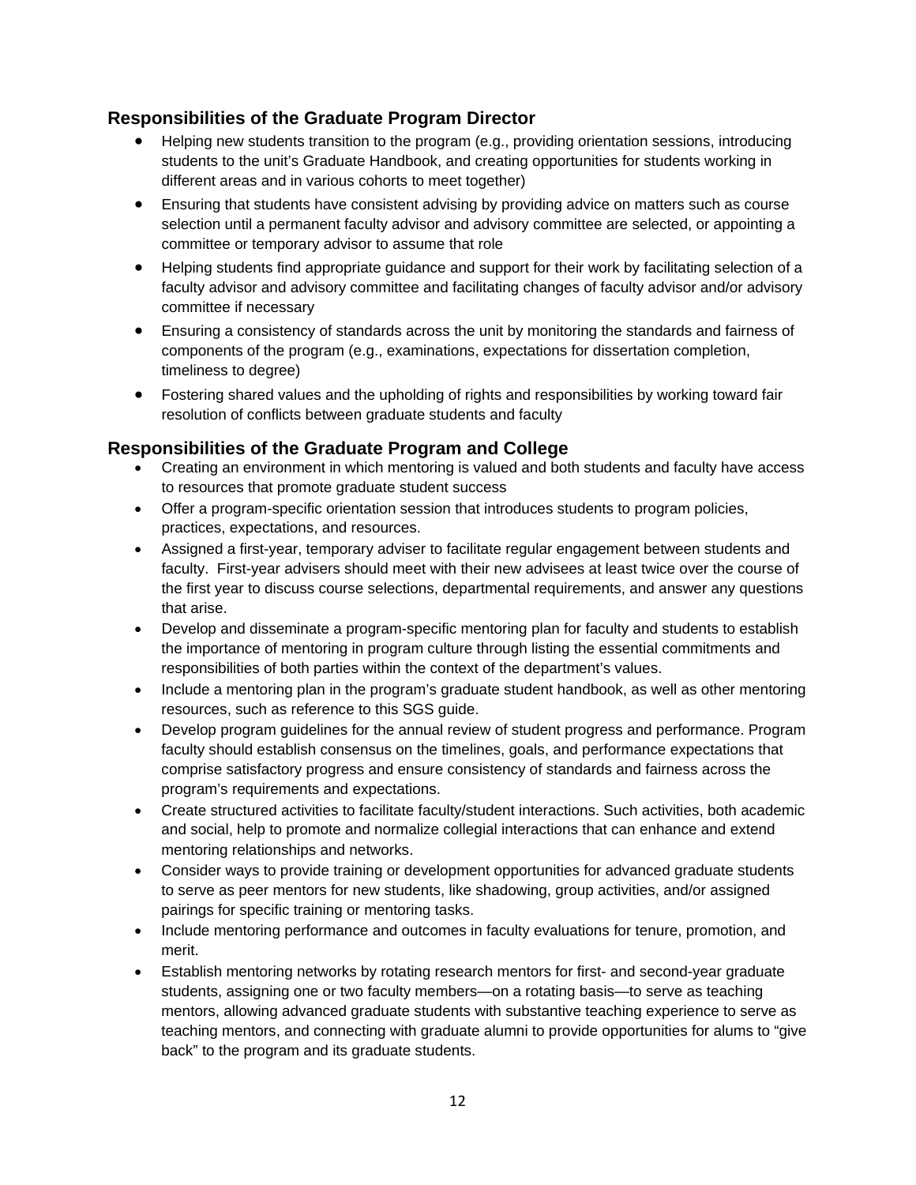## Responsibilities of the Graduate Program Director

- Helping new students transition to the program (e.g., providing orientation sessions, introducing students to the unit's Graduate Handbook, and creating opportunities for students working in different areas and in various cohorts to meet together)
- Ensuring that students have consistent advising by providing advice on matters such as course selection until a permanent faculty advisor and advisory committee are selected, or appointing a committee or temporary advisor to assume that role
- Helping students find appropriate guidance and support for their work by facilitating selection of a faculty advisor and advisory committee and facilitating changes of faculty advisor and/or advisory committee if necessary
- Ensuring a consistency of standards across the unit by monitoring the standards and fairness of components of the program (e.g., examinations, expectations for dissertation completion, timeliness to degree)
- Fostering shared values and the upholding of rights and responsibilities by working toward fair resolution of conflicts between graduate students and faculty

## Responsibilities of the Graduate Program and College

- Creating an environment in which mentoring is valued and both students and faculty have access to resources that promote graduate student success
- Offer a program-specific orientation session that introduces students to program policies, practices, expectations, and resources.
- Assigned a first-year, temporary adviser to facilitate regular engagement between students and faculty. First-year advisers should meet with their new advisees at least twice over the course of the first year to discuss course selections, departmental requirements, and answer any questions that arise.
- Develop and disseminate a program-specific mentoring plan for faculty and students to establish the importance of mentoring in program culture through listing the essential commitments and responsibilities of both parties within the context of the department's values.
- Include a mentoring plan in the program's graduate student handbook, as well as other mentoring resources, such as reference to this SGS guide.
- Develop program guidelines for the annual review of student progress and performance. Program faculty should establish consensus on the timelines, goals, and performance expectations that comprise satisfactory progress and ensure consistency of standards and fairness across the program's requirements and expectations.
- Create structured activities to facilitate faculty/student interactions. Such activities, both academic and social, help to promote and normalize collegial interactions that can enhance and extend mentoring relationships and networks.
- Consider ways to provide training or development opportunities for advanced graduate students to serve as peer mentors for new students, like shadowing, group activities, and/or assigned pairings for specific training or mentoring tasks.
- Include mentoring performance and outcomes in faculty evaluations for tenure, promotion, and merit.
- Establish mentoring networks by rotating research mentors for first- and second-year graduate students, assigning one or two faculty members—on a rotating basis—to serve as teaching mentors, allowing advanced graduate students with substantive teaching experience to serve as teaching mentors, and connecting with graduate alumni to provide opportunities for alums to "give back" to the program and its graduate students.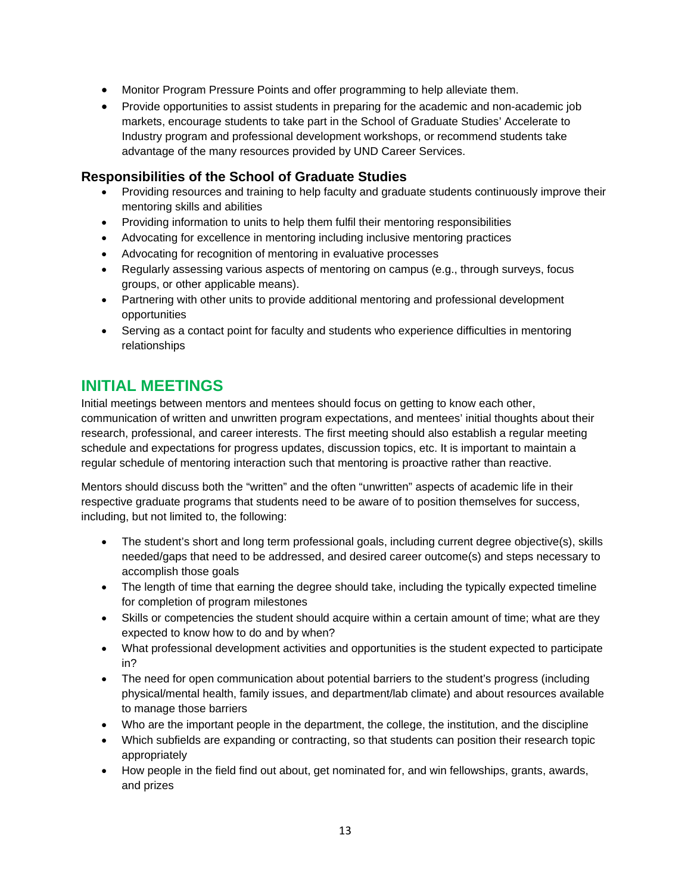- Monitor Program Pressure Points and offer programming to help alleviate them.
- Provide opportunities to assist students in preparing for the academic and non-academic job markets, encourage students to take part in the School of Graduate Studies' Accelerate to Industry program and professional development workshops, or recommend students take advantage of the many resources provided by UND Career Services.

### Responsibilities of the School of Graduate Studies

- Providing resources and training to help faculty and graduate students continuously improve their mentoring skills and abilities
- Providing information to units to help them fulfil their mentoring responsibilities
- Advocating for excellence in mentoring including inclusive mentoring practices
- Advocating for recognition of mentoring in evaluative processes
- Regularly assessing various aspects of mentoring on campus (e.g., through surveys, focus groups, or other applicable means).
- Partnering with other units to provide additional mentoring and professional development opportunities
- Serving as a contact point for faculty and students who experience difficulties in mentoring relationships

## INITIAL MEETINGS

Initial meetings between mentors and mentees should focus on getting to know each other, communication of written and unwritten program expectations, and mentees' initial thoughts about their research, professional, and career interests. The first meeting should also establish a regular meeting schedule and expectations for progress updates, discussion topics, etc. It is important to maintain a regular schedule of mentoring interaction such that mentoring is proactive rather than reactive.

Mentors should discuss both the "written" and the often "unwritten" aspects of academic life in their respective graduate programs that students need to be aware of to position themselves for success, including, but not limited to, the following:

- The student's short and long term professional goals, including current degree objective(s), skills needed/gaps that need to be addressed, and desired career outcome(s) and steps necessary to accomplish those goals
- The length of time that earning the degree should take, including the typically expected timeline for completion of program milestones
- Skills or competencies the student should acquire within a certain amount of time; what are they expected to know how to do and by when?
- What professional development activities and opportunities is the student expected to participate in?
- The need for open communication about potential barriers to the student's progress (including physical/mental health, family issues, and department/lab climate) and about resources available to manage those barriers
- Who are the important people in the department, the college, the institution, and the discipline
- Which subfields are expanding or contracting, so that students can position their research topic appropriately
- How people in the field find out about, get nominated for, and win fellowships, grants, awards, and prizes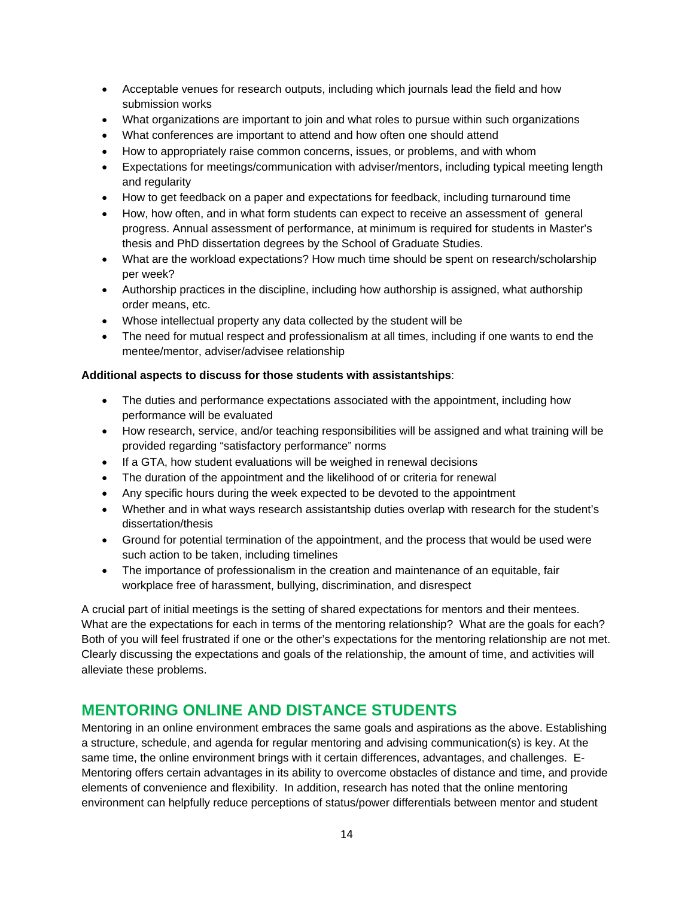- Acceptable venues for research outputs, including which journals lead the field and how submission works
- What organizations are important to join and what roles to pursue within such organizations
- What conferences are important to attend and how often one should attend
- How to appropriately raise common concerns, issues, or problems, and with whom
- Expectations for meetings/communication with adviser/mentors, including typical meeting length and regularity
- How to get feedback on a paper and expectations for feedback, including turnaround time
- How, how often, and in what form students can expect to receive an assessment of general progress. Annual assessment of performance, at minimum is required for students in Master's thesis and PhD dissertation degrees by the School of Graduate Studies.
- What are the workload expectations? How much time should be spent on research/scholarship per week?
- Authorship practices in the discipline, including how authorship is assigned, what authorship order means, etc.
- Whose intellectual property any data collected by the student will be
- The need for mutual respect and professionalism at all times, including if one wants to end the mentee/mentor, adviser/advisee relationship

**Additional aspects to discuss for those students with assistantships**:

- The duties and performance expectations associated with the appointment, including how performance will be evaluated
- How research, service, and/or teaching responsibilities will be assigned and what training will be provided regarding "satisfactory performance" norms
- If a GTA, how student evaluations will be weighed in renewal decisions
- The duration of the appointment and the likelihood of or criteria for renewal
- Any specific hours during the week expected to be devoted to the appointment
- Whether and in what ways research assistantship duties overlap with research for the student's dissertation/thesis
- Ground for potential termination of the appointment, and the process that would be used were such action to be taken, including timelines
- The importance of professionalism in the creation and maintenance of an equitable, fair workplace free of harassment, bullying, discrimination, and disrespect

A crucial part of initial meetings is the setting of shared expectations for mentors and their mentees. What are the expectations for each in terms of the mentoring relationship? What are the goals for each? Both of you will feel frustrated if one or the other's expectations for the mentoring relationship are not met. Clearly discussing the expectations and goals of the relationship, the amount of time, and activities will alleviate these problems.

## MENTORING ONLINE AND DISTANCE STUDENTS

Mentoring in an online environment embraces the same goals and aspirations as the above. Establishing a structure, schedule, and agenda for regular mentoring and advising communication(s) is key. At the same time, the online environment brings with it certain differences, advantages, and challenges. E-Mentoring offers certain advantages in its ability to overcome obstacles of distance and time, and provide elements of convenience and flexibility. In addition, research has noted that the online mentoring environment can helpfully reduce perceptions of status/power differentials between mentor and student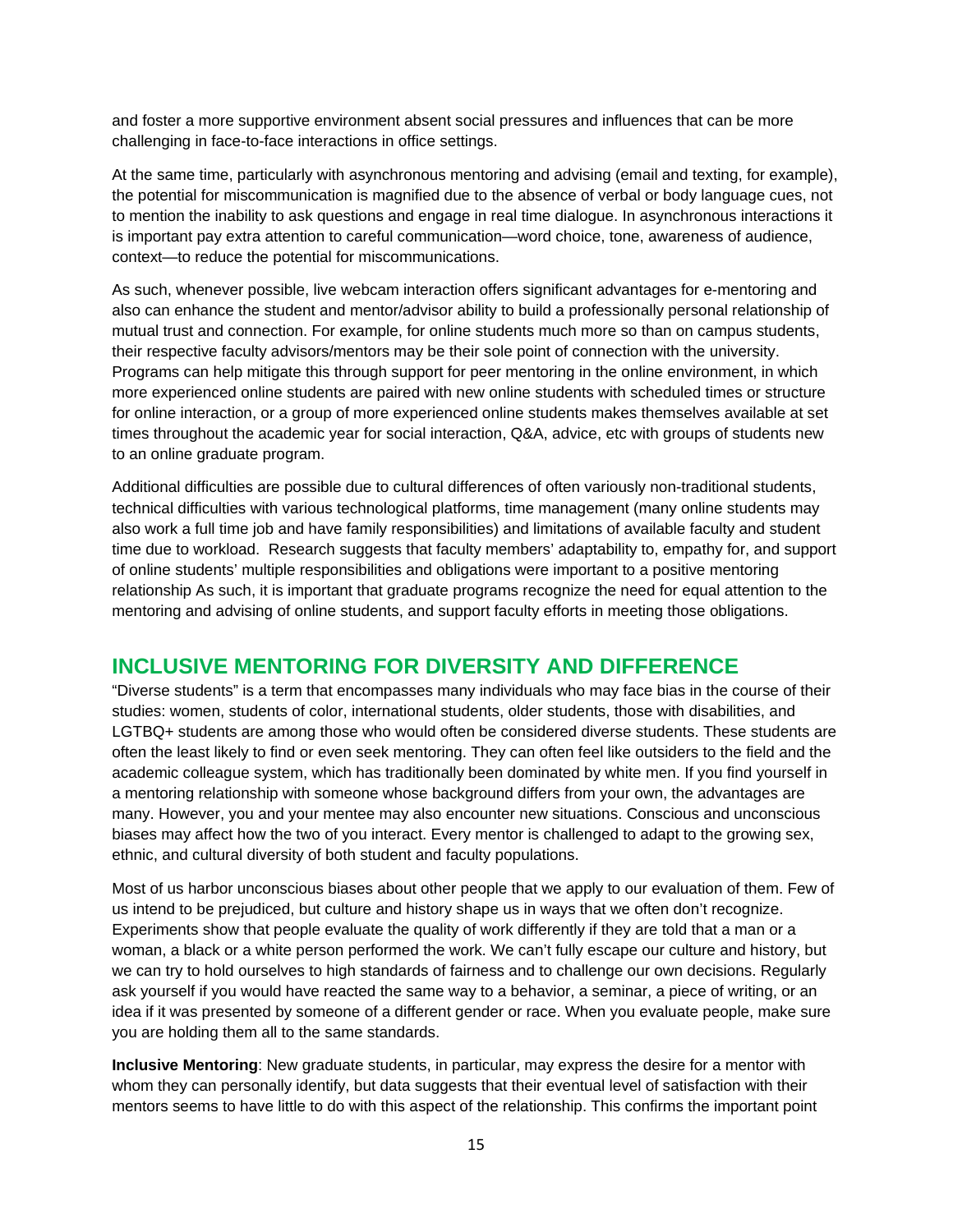and foster a more supportive environment absent social pressures and influences that can be more challenging in face-to-face interactions in office settings.

At the same time, particularly with asynchronous mentoring and advising (email and texting, for example), the potential for miscommunication is magnified due to the absence of verbal or body language cues, not to mention the inability to ask questions and engage in real time dialogue. In asynchronous interactions it is important pay extra attention to careful communication—word choice, tone, awareness of audience, context—to reduce the potential for miscommunications.

As such, whenever possible, live webcam interaction offers significant advantages for e-mentoring and also can enhance the student and mentor/advisor ability to build a professionally personal relationship of mutual trust and connection. For example, for online students much more so than on campus students, their respective faculty advisors/mentors may be their sole point of connection with the university. Programs can help mitigate this through support for peer mentoring in the online environment, in which more experienced online students are paired with new online students with scheduled times or structure for online interaction, or a group of more experienced online students makes themselves available at set times throughout the academic year for social interaction, Q&A, advice, etc with groups of students new to an online graduate program.

Additional difficulties are possible due to cultural differences of often variously non-traditional students, technical difficulties with various technological platforms, time management (many online students may also work a full time job and have family responsibilities) and limitations of available faculty and student time due to workload. Research suggests that faculty members' adaptability to, empathy for, and support of online students' multiple responsibilities and obligations were important to a positive mentoring relationship As such, it is important that graduate programs recognize the need for equal attention to the mentoring and advising of online students, and support faculty efforts in meeting those obligations.

## INCLUSIVE MENTORING FOR DIVERSITY AND DIFFERENCE

"Diverse students" is a term that encompasses many individuals who may face bias in the course of their studies: women, students of color, international students, older students, those with disabilities, and LGTBQ+ students are among those who would often be considered diverse students. These students are often the least likely to find or even seek mentoring. They can often feel like outsiders to the field and the academic colleague system, which has traditionally been dominated by white men. If you find yourself in a mentoring relationship with someone whose background differs from your own, the advantages are many. However, you and your mentee may also encounter new situations. Conscious and unconscious biases may affect how the two of you interact. Every mentor is challenged to adapt to the growing sex, ethnic, and cultural diversity of both student and faculty populations.

Most of us harbor unconscious biases about other people that we apply to our evaluation of them. Few of us intend to be prejudiced, but culture and history shape us in ways that we often don't recognize. Experiments show that people evaluate the quality of work differently if they are told that a man or a woman, a black or a white person performed the work. We can't fully escape our culture and history, but we can try to hold ourselves to high standards of fairness and to challenge our own decisions. Regularly ask yourself if you would have reacted the same way to a behavior, a seminar, a piece of writing, or an idea if it was presented by someone of a different gender or race. When you evaluate people, make sure you are holding them all to the same standards.

**Inclusive Mentoring**: New graduate students, in particular, may express the desire for a mentor with whom they can personally identify, but data suggests that their eventual level of satisfaction with their mentors seems to have little to do with this aspect of the relationship. This confirms the important point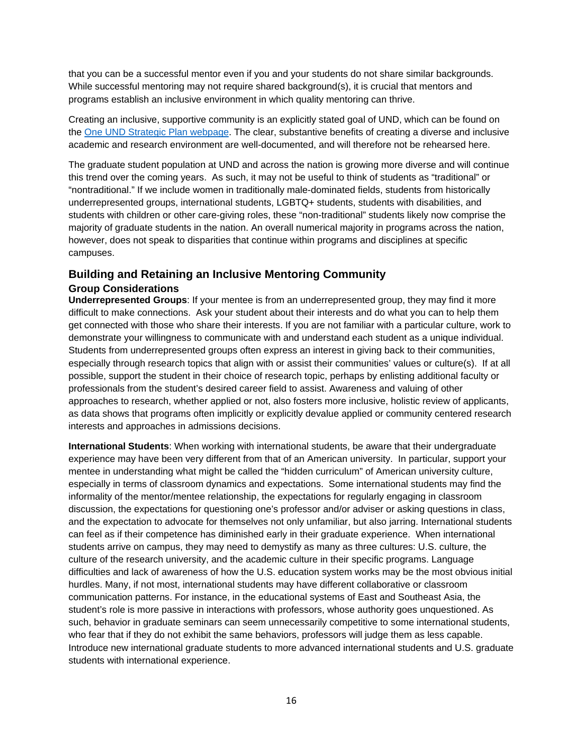that you can be a successful mentor even if you and your students do not share similar backgrounds. While successful mentoring may not require shared background(s), it is crucial that mentors and programs establish an inclusive environment in which quality mentoring can thrive.

Creating an inclusive, supportive community is an explicitly stated goal of UND, which can be found on the [One UND Strategic Plan webpage](). The clear, substantive benefits of creating a diverse and inclusive academic and research environment are well-documented, and will therefore not be rehearsed here.

The graduate student population at UND and across the nation is growing more diverse and will continue this trend over the coming years. As such, it may not be useful to think of students as "traditional" or "nontraditional." If we include women in traditionally male-dominated fields, students from historically underrepresented groups, international students, LGBTQ+ students, students with disabilities, and students with children or other care-giving roles, these "non-traditional" students likely now comprise the majority of graduate students in the nation. An overall numerical majority in programs across the nation, however, does not speak to disparities that continue within programs and disciplines at specific campuses.

## Building and Retaining an Inclusive Mentoring Community

### Group Considerations

**Underrepresented Groups**: If your mentee is from an underrepresented group, they may find it more difficult to make connections. Ask your student about their interests and do what you can to help them get connected with those who share their interests. If you are not familiar with a particular culture, work to demonstrate your willingness to communicate with and understand each student as a unique individual. Students from underrepresented groups often express an interest in giving back to their communities, especially through research topics that align with or assist their communities' values or culture(s). If at all possible, support the student in their choice of research topic, perhaps by enlisting additional faculty or professionals from the student's desired career field to assist. Awareness and valuing of other approaches to research, whether applied or not, also fosters more inclusive, holistic review of applicants, as data shows that programs often implicitly or explicitly devalue applied or community centered research interests and approaches in admissions decisions.

**International Students**: When working with international students, be aware that their undergraduate experience may have been very different from that of an American university. In particular, support your mentee in understanding what might be called the "hidden curriculum" of American university culture, especially in terms of classroom dynamics and expectations. Some international students may find the informality of the mentor/mentee relationship, the expectations for regularly engaging in classroom discussion, the expectations for questioning one's professor and/or adviser or asking questions in class, and the expectation to advocate for themselves not only unfamiliar, but also jarring. International students can feel as if their competence has diminished early in their graduate experience. When international students arrive on campus, they may need to demystify as many as three cultures: U.S. culture, the culture of the research university, and the academic culture in their specific programs. Language difficulties and lack of awareness of how the U.S. education system works may be the most obvious initial hurdles. Many, if not most, international students may have different collaborative or classroom communication patterns. For instance, in the educational systems of East and Southeast Asia, the student's role is more passive in interactions with professors, whose authority goes unquestioned. As such, behavior in graduate seminars can seem unnecessarily competitive to some international students, who fear that if they do not exhibit the same behaviors, professors will judge them as less capable. Introduce new international graduate students to more advanced international students and U.S. graduate students with international experience.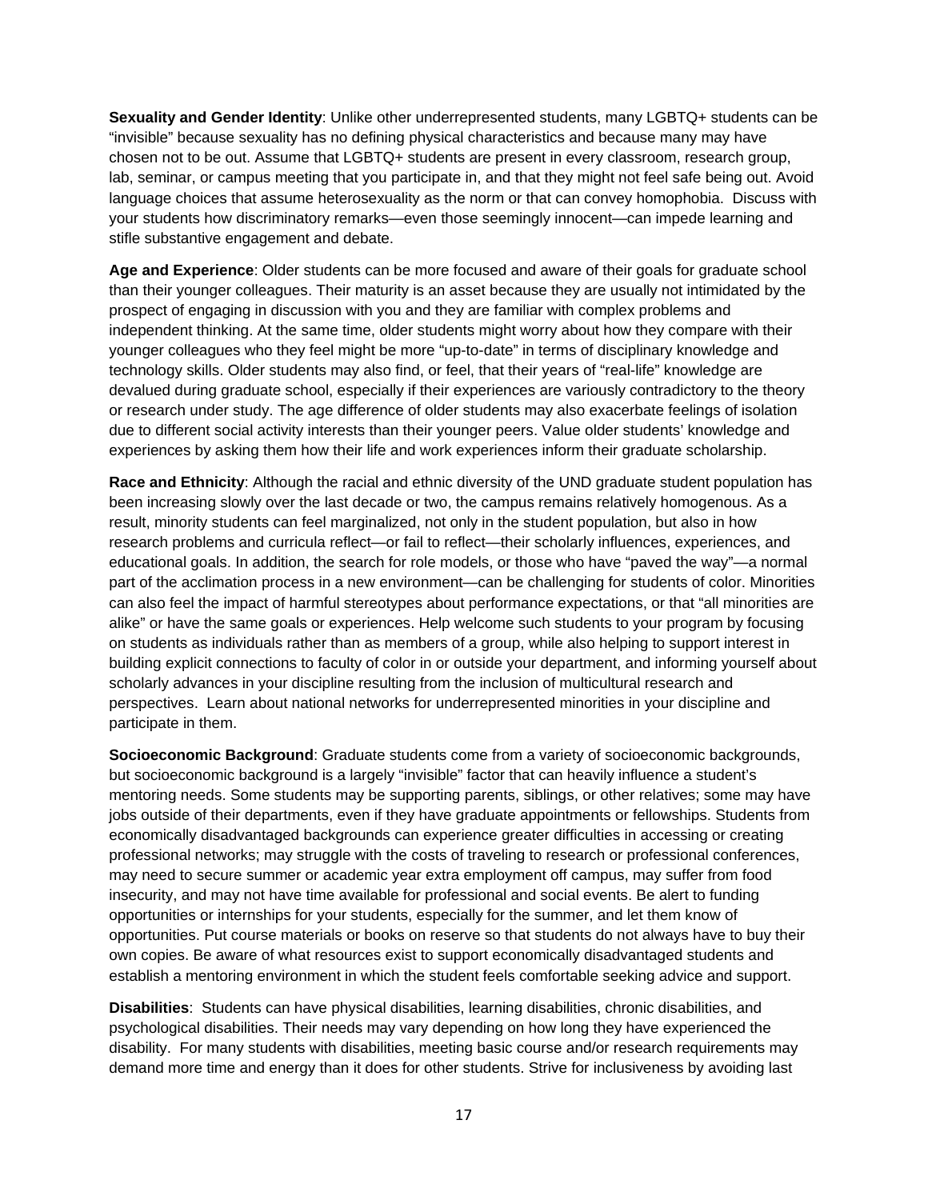**Sexuality and Gender Identity**: Unlike other underrepresented students, many LGBTQ+ students can be "invisible" because sexuality has no defining physical characteristics and because many may have chosen not to be out. Assume that LGBTQ+ students are present in every classroom, research group, lab, seminar, or campus meeting that you participate in, and that they might not feel safe being out. Avoid language choices that assume heterosexuality as the norm or that can convey homophobia. Discuss with your students how discriminatory remarks—even those seemingly innocent—can impede learning and stifle substantive engagement and debate.

**Age and Experience**: Older students can be more focused and aware of their goals for graduate school than their younger colleagues. Their maturity is an asset because they are usually not intimidated by the prospect of engaging in discussion with you and they are familiar with complex problems and independent thinking. At the same time, older students might worry about how they compare with their younger colleagues who they feel might be more "up-to-date" in terms of disciplinary knowledge and technology skills. Older students may also find, or feel, that their years of "real-life" knowledge are devalued during graduate school, especially if their experiences are variously contradictory to the theory or research under study. The age difference of older students may also exacerbate feelings of isolation due to different social activity interests than their younger peers. Value older students' knowledge and experiences by asking them how their life and work experiences inform their graduate scholarship.

**Race and Ethnicity**: Although the racial and ethnic diversity of the UND graduate student population has been increasing slowly over the last decade or two, the campus remains relatively homogenous. As a result, minority students can feel marginalized, not only in the student population, but also in how research problems and curricula reflect—or fail to reflect—their scholarly influences, experiences, and educational goals. In addition, the search for role models, or those who have "paved the way"—a normal part of the acclimation process in a new environment—can be challenging for students of color. Minorities can also feel the impact of harmful stereotypes about performance expectations, or that "all minorities are alike" or have the same goals or experiences. Help welcome such students to your program by focusing on students as individuals rather than as members of a group, while also helping to support interest in building explicit connections to faculty of color in or outside your department, and informing yourself about scholarly advances in your discipline resulting from the inclusion of multicultural research and perspectives. Learn about national networks for underrepresented minorities in your discipline and participate in them.

**Socioeconomic Background**: Graduate students come from a variety of socioeconomic backgrounds, but socioeconomic background is a largely "invisible" factor that can heavily influence a student's mentoring needs. Some students may be supporting parents, siblings, or other relatives; some may have jobs outside of their departments, even if they have graduate appointments or fellowships. Students from economically disadvantaged backgrounds can experience greater difficulties in accessing or creating professional networks; may struggle with the costs of traveling to research or professional conferences, may need to secure summer or academic year extra employment off campus, may suffer from food insecurity, and may not have time available for professional and social events. Be alert to funding opportunities or internships for your students, especially for the summer, and let them know of opportunities. Put course materials or books on reserve so that students do not always have to buy their own copies. Be aware of what resources exist to support economically disadvantaged students and establish a mentoring environment in which the student feels comfortable seeking advice and support.

**Disabilities**: Students can have physical disabilities, learning disabilities, chronic disabilities, and psychological disabilities. Their needs may vary depending on how long they have experienced the disability. For many students with disabilities, meeting basic course and/or research requirements may demand more time and energy than it does for other students. Strive for inclusiveness by avoiding last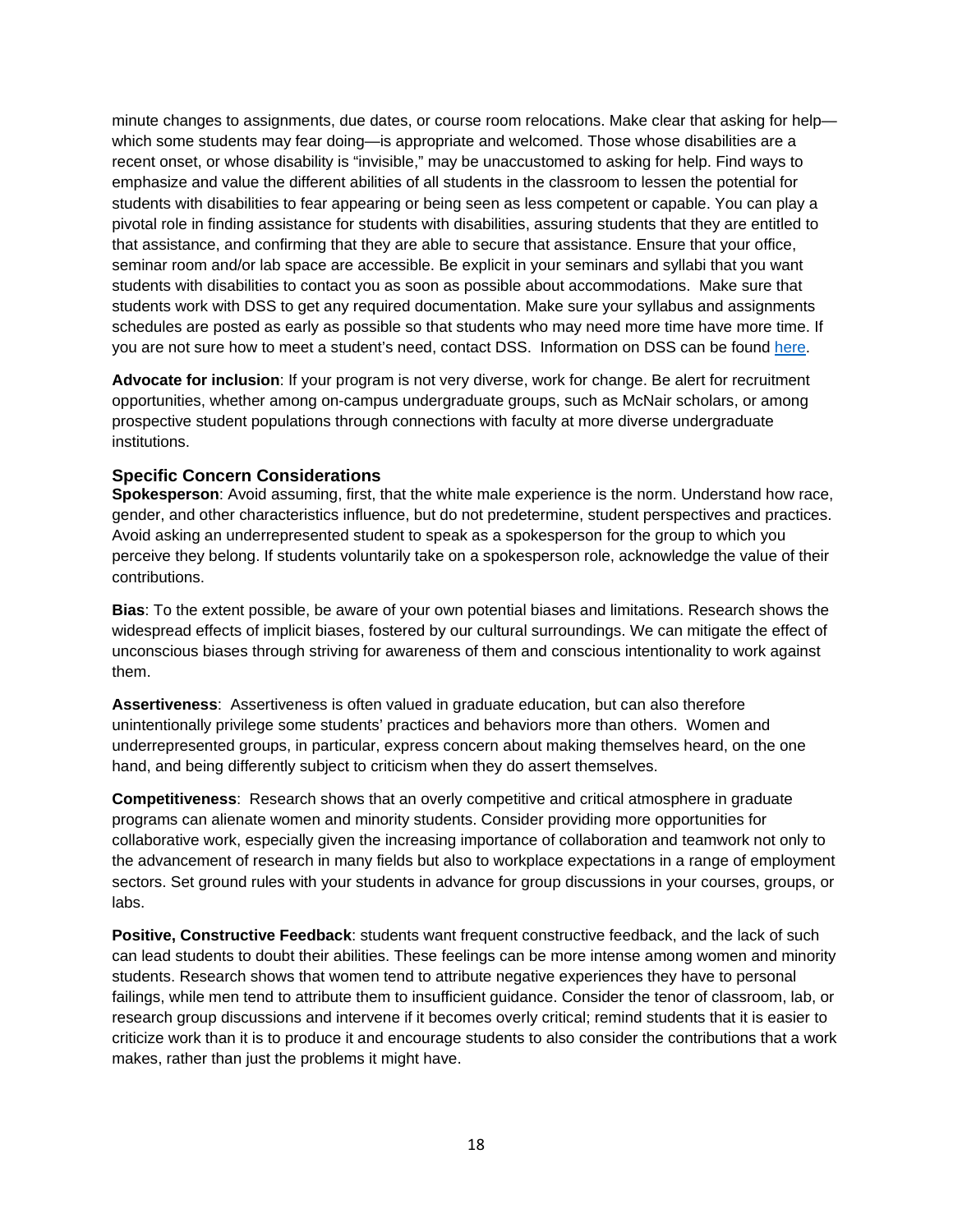minute changes to assignments, due dates, or course room relocations. Make clear that asking for help—which some students may fear doing—is appropriate and welcomed. Those whose disabilities are a recent onset, or whose disability is "invisible," may be unaccustomed to asking for help. Find ways to emphasize and value the different abilities of all students in the classroom to lessen the potential for students with disabilities to fear appearing or being seen as less competent or capable. You can play a pivotal role in finding assistance for students with disabilities, assuring students that they are entitled to that assistance, and confirming that they are able to secure that assistance. Ensure that your office, seminar room and/or lab space are accessible. Be explicit in your seminars and syllabi that you want students with disabilities to contact you as soon as possible about accommodations. Make sure that students work with DSS to get any required documentation. Make sure your syllabus and assignments schedules are posted as early as possible so that students who may need more time have more time. If you are not sure how to meet a student's need, contact DSS. Information on DSS can be found here.

**Advocate for inclusion**: If your program is not very diverse, work for change. Be alert for recruitment opportunities, whether among on-campus undergraduate groups, such as McNair scholars, or among prospective student populations through connections with faculty at more diverse undergraduate institutions.

### Specific Concern Considerations

**Spokesperson**: Avoid assuming, first, that the white male experience is the norm. Understand how race, gender, and other characteristics influence, but do not predetermine, student perspectives and practices. Avoid asking an underrepresented student to speak as a spokesperson for the group to which you perceive they belong. If students voluntarily take on a spokesperson role, acknowledge the value of their contributions.

**Bias**: To the extent possible, be aware of your own potential biases and limitations. Research shows the widespread effects of implicit biases, fostered by our cultural surroundings. We can mitigate the effect of unconscious biases through striving for awareness of them and conscious intentionality to work against them.

**Assertiveness**: Assertiveness is often valued in graduate education, but can also therefore unintentionally privilege some students' practices and behaviors more than others. Women and underrepresented groups, in particular, express concern about making themselves heard, on the one hand, and being differently subject to criticism when they do assert themselves.

**Competitiveness**: Research shows that an overly competitive and critical atmosphere in graduate programs can alienate women and minority students. Consider providing more opportunities for collaborative work, especially given the increasing importance of collaboration and teamwork not only to the advancement of research in many fields but also to workplace expectations in a range of employment sectors. Set ground rules with your students in advance for group discussions in your courses, groups, or labs.

**Positive, Constructive Feedback**: students want frequent constructive feedback, and the lack of such can lead students to doubt their abilities. These feelings can be more intense among women and minority students. Research shows that women tend to attribute negative experiences they have to personal failings, while men tend to attribute them to insufficient guidance. Consider the tenor of classroom, lab, or research group discussions and intervene if it becomes overly critical; remind students that it is easier to criticize work than it is to produce it and encourage students to also consider the contributions that a work makes, rather than just the problems it might have.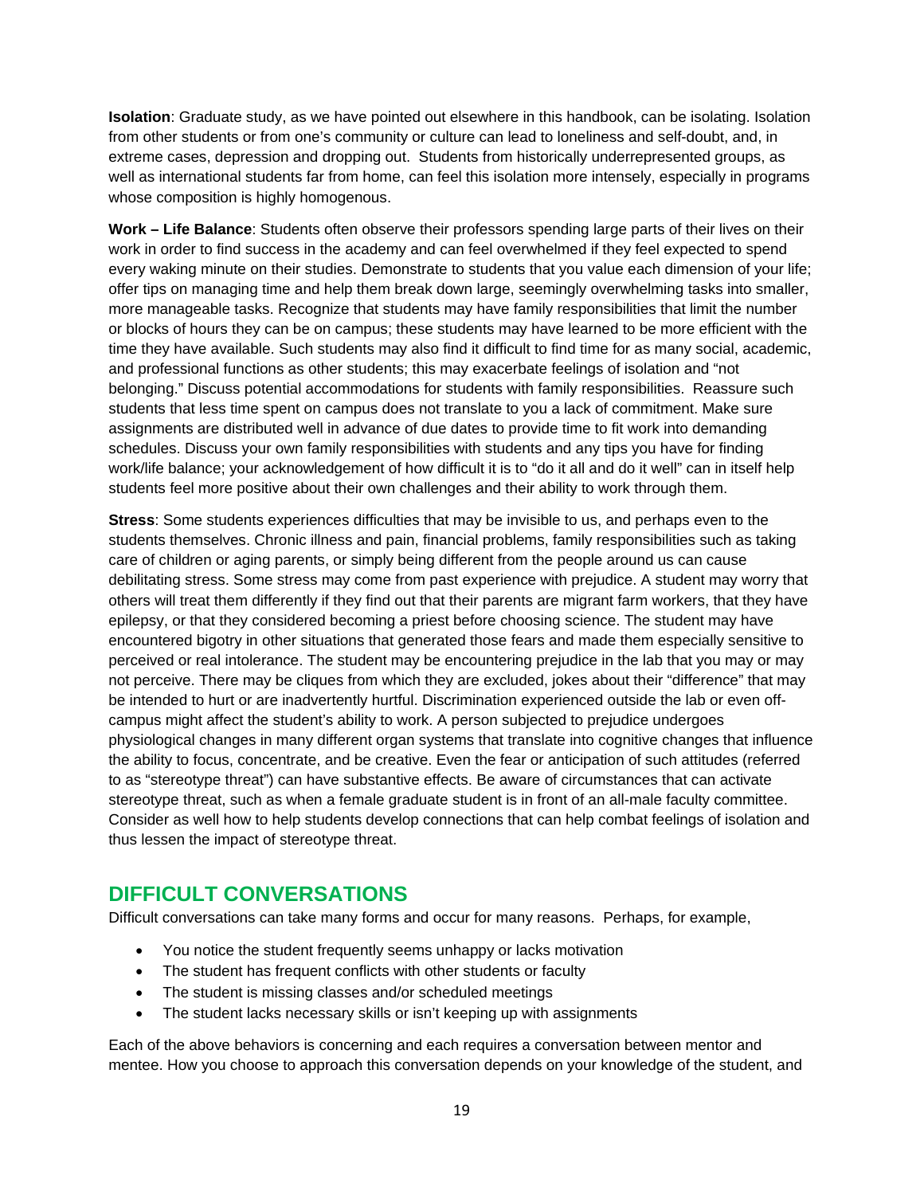**Isolation**: Graduate study, as we have pointed out elsewhere in this handbook, can be isolating. Isolation from other students or from one's community or culture can lead to loneliness and self-doubt, and, in extreme cases, depression and dropping out. Students from historically underrepresented groups, as well as international students far from home, can feel this isolation more intensely, especially in programs whose composition is highly homogenous.

**Work – Life Balance**: Students often observe their professors spending large parts of their lives on their work in order to find success in the academy and can feel overwhelmed if they feel expected to spend every waking minute on their studies. Demonstrate to students that you value each dimension of your life; offer tips on managing time and help them break down large, seemingly overwhelming tasks into smaller, more manageable tasks. Recognize that students may have family responsibilities that limit the number or blocks of hours they can be on campus; these students may have learned to be more efficient with the time they have available. Such students may also find it difficult to find time for as many social, academic, and professional functions as other students; this may exacerbate feelings of isolation and "not belonging." Discuss potential accommodations for students with family responsibilities. Reassure such students that less time spent on campus does not translate to you a lack of commitment. Make sure assignments are distributed well in advance of due dates to provide time to fit work into demanding schedules. Discuss your own family responsibilities with students and any tips you have for finding work/life balance; your acknowledgement of how difficult it is to "do it all and do it well" can in itself help students feel more positive about their own challenges and their ability to work through them.

**Stress**: Some students experiences difficulties that may be invisible to us, and perhaps even to the students themselves. Chronic illness and pain, financial problems, family responsibilities such as taking care of children or aging parents, or simply being different from the people around us can cause debilitating stress. Some stress may come from past experience with prejudice. A student may worry that others will treat them differently if they find out that their parents are migrant farm workers, that they have epilepsy, or that they considered becoming a priest before choosing science. The student may have encountered bigotry in other situations that generated those fears and made them especially sensitive to perceived or real intolerance. The student may be encountering prejudice in the lab that you may or may not perceive. There may be cliques from which they are excluded, jokes about their "difference" that may be intended to hurt or are inadvertently hurtful. Discrimination experienced outside the lab or even off-campus might affect the student's ability to work. A person subjected to prejudice undergoes physiological changes in many different organ systems that translate into cognitive changes that influence the ability to focus, concentrate, and be creative. Even the fear or anticipation of such attitudes (referred to as "stereotype threat") can have substantive effects. Be aware of circumstances that can activate stereotype threat, such as when a female graduate student is in front of an all-male faculty committee. Consider as well how to help students develop connections that can help combat feelings of isolation and thus lessen the impact of stereotype threat.

## DIFFICULT CONVERSATIONS

Difficult conversations can take many forms and occur for many reasons. Perhaps, for example,

- You notice the student frequently seems unhappy or lacks motivation
- The student has frequent conflicts with other students or faculty
- The student is missing classes and/or scheduled meetings
- The student lacks necessary skills or isn't keeping up with assignments

Each of the above behaviors is concerning and each requires a conversation between mentor and mentee. How you choose to approach this conversation depends on your knowledge of the student, and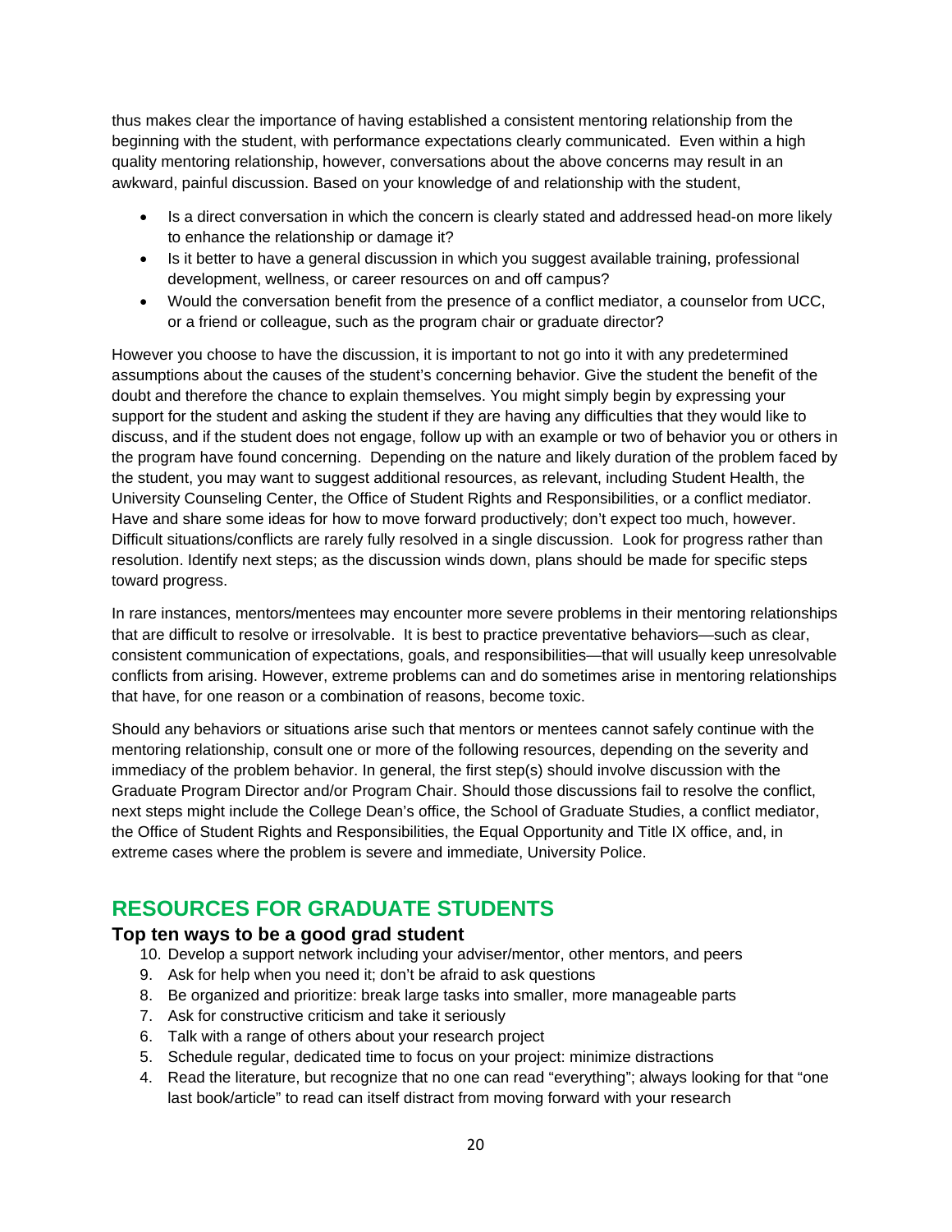thus makes clear the importance of having established a consistent mentoring relationship from the beginning with the student, with performance expectations clearly communicated. Even within a high quality mentoring relationship, however, conversations about the above concerns may result in an awkward, painful discussion. Based on your knowledge of and relationship with the student,

- Is a direct conversation in which the concern is clearly stated and addressed head-on more likely to enhance the relationship or damage it?
- Is it better to have a general discussion in which you suggest available training, professional development, wellness, or career resources on and off campus?
- Would the conversation benefit from the presence of a conflict mediator, a counselor from UCC, or a friend or colleague, such as the program chair or graduate director?

However you choose to have the discussion, it is important to not go into it with any predetermined assumptions about the causes of the student's concerning behavior. Give the student the benefit of the doubt and therefore the chance to explain themselves. You might simply begin by expressing your support for the student and asking the student if they are having any difficulties that they would like to discuss, and if the student does not engage, follow up with an example or two of behavior you or others in the program have found concerning. Depending on the nature and likely duration of the problem faced by the student, you may want to suggest additional resources, as relevant, including Student Health, the University Counseling Center, the Office of Student Rights and Responsibilities, or a conflict mediator. Have and share some ideas for how to move forward productively; don't expect too much, however. Difficult situations/conflicts are rarely fully resolved in a single discussion. Look for progress rather than resolution. Identify next steps; as the discussion winds down, plans should be made for specific steps toward progress.

In rare instances, mentors/mentees may encounter more severe problems in their mentoring relationships that are difficult to resolve or irresolvable. It is best to practice preventative behaviors—such as clear, consistent communication of expectations, goals, and responsibilities—that will usually keep unresolvable conflicts from arising. However, extreme problems can and do sometimes arise in mentoring relationships that have, for one reason or a combination of reasons, become toxic.

Should any behaviors or situations arise such that mentors or mentees cannot safely continue with the mentoring relationship, consult one or more of the following resources, depending on the severity and immediacy of the problem behavior. In general, the first step(s) should involve discussion with the Graduate Program Director and/or Program Chair. Should those discussions fail to resolve the conflict, next steps might include the College Dean's office, the School of Graduate Studies, a conflict mediator, the Office of Student Rights and Responsibilities, the Equal Opportunity and Title IX office, and, in extreme cases where the problem is severe and immediate, University Police.

## RESOURCES FOR GRADUATE STUDENTS

### Top ten ways to be a good grad student

10. Develop a support network including your adviser/mentor, other mentors, and peers
9. Ask for help when you need it; don't be afraid to ask questions
8. Be organized and prioritize: break large tasks into smaller, more manageable parts
7. Ask for constructive criticism and take it seriously
6. Talk with a range of others about your research project
5. Schedule regular, dedicated time to focus on your project: minimize distractions
4. Read the literature, but recognize that no one can read "everything"; always looking for that "one last book/article" to read can itself distract from moving forward with your research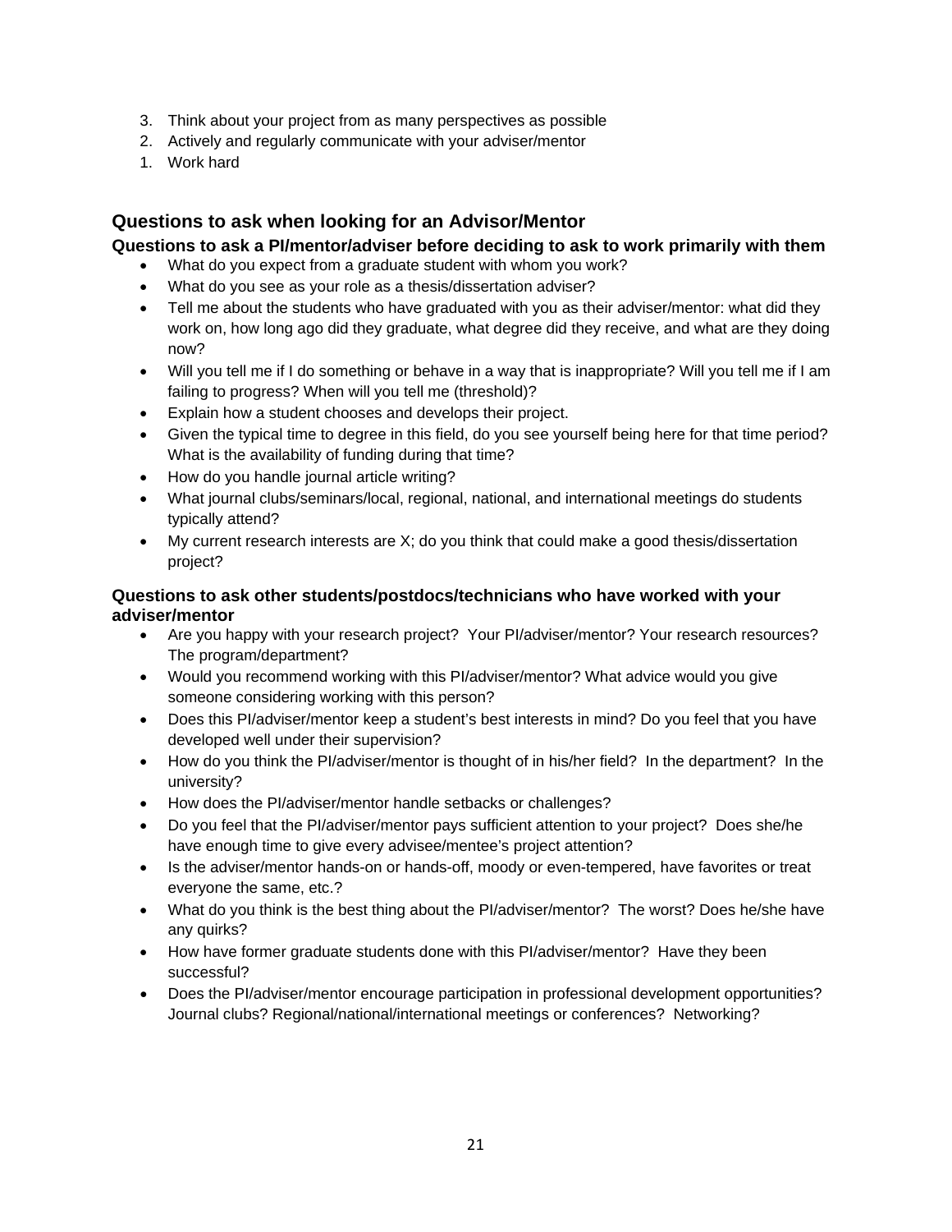3. Think about your project from as many perspectives as possible
2. Actively and regularly communicate with your adviser/mentor
1. Work hard

## Questions to ask when looking for an Advisor/Mentor

### Questions to ask a PI/mentor/adviser before deciding to ask to work primarily with them

- What do you expect from a graduate student with whom you work?
- What do you see as your role as a thesis/dissertation adviser?
- Tell me about the students who have graduated with you as their adviser/mentor: what did they work on, how long ago did they graduate, what degree did they receive, and what are they doing now?
- Will you tell me if I do something or behave in a way that is inappropriate? Will you tell me if I am failing to progress? When will you tell me (threshold)?
- Explain how a student chooses and develops their project.
- Given the typical time to degree in this field, do you see yourself being here for that time period? What is the availability of funding during that time?
- How do you handle journal article writing?
- What journal clubs/seminars/local, regional, national, and international meetings do students typically attend?
- My current research interests are X; do you think that could make a good thesis/dissertation project?

### Questions to ask other students/postdocs/technicians who have worked with your adviser/mentor

- Are you happy with your research project? Your PI/adviser/mentor? Your research resources? The program/department?
- Would you recommend working with this PI/adviser/mentor? What advice would you give someone considering working with this person?
- Does this PI/adviser/mentor keep a student's best interests in mind? Do you feel that you have developed well under their supervision?
- How do you think the PI/adviser/mentor is thought of in his/her field? In the department? In the university?
- How does the PI/adviser/mentor handle setbacks or challenges?
- Do you feel that the PI/adviser/mentor pays sufficient attention to your project? Does she/he have enough time to give every advisee/mentee's project attention?
- Is the adviser/mentor hands-on or hands-off, moody or even-tempered, have favorites or treat everyone the same, etc.?
- What do you think is the best thing about the PI/adviser/mentor? The worst? Does he/she have any quirks?
- How have former graduate students done with this PI/adviser/mentor? Have they been successful?
- Does the PI/adviser/mentor encourage participation in professional development opportunities? Journal clubs? Regional/national/international meetings or conferences? Networking?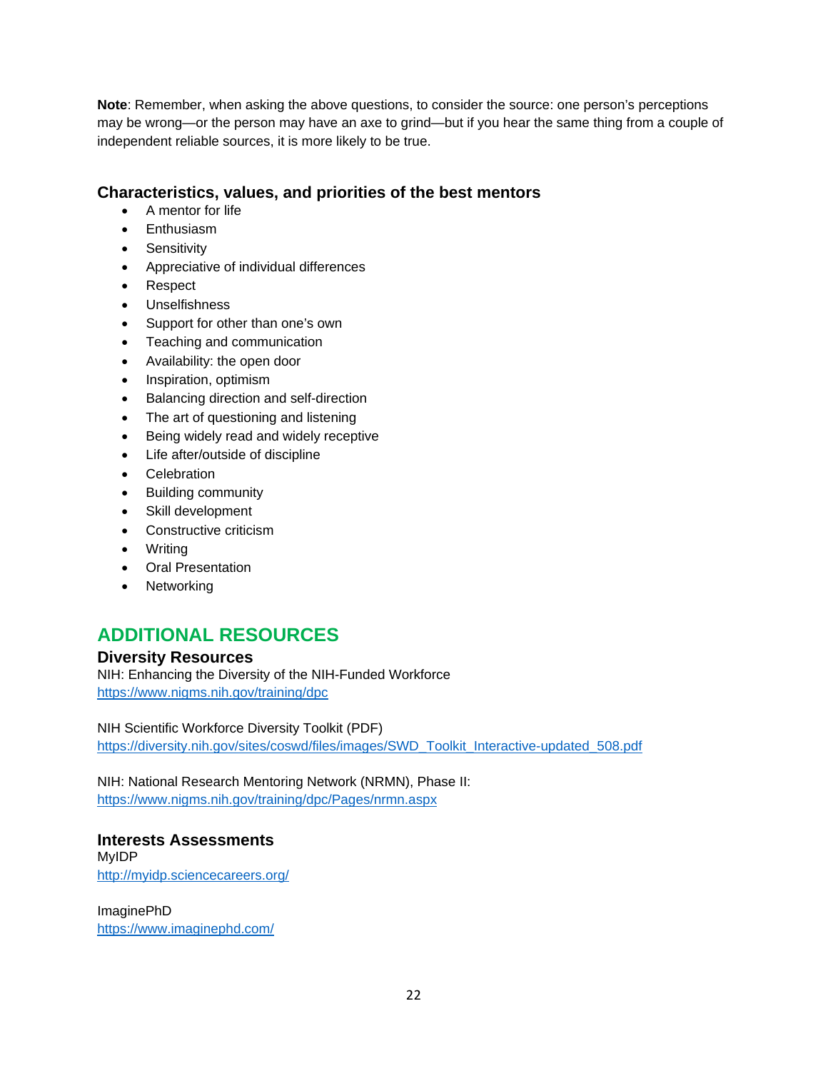**Note**: Remember, when asking the above questions, to consider the source: one person's perceptions may be wrong—or the person may have an axe to grind—but if you hear the same thing from a couple of independent reliable sources, it is more likely to be true.

### Characteristics, values, and priorities of the best mentors

- A mentor for life
- Enthusiasm
- Sensitivity
- Appreciative of individual differences
- Respect
- Unselfishness
- Support for other than one's own
- Teaching and communication
- Availability: the open door
- Inspiration, optimism
- Balancing direction and self-direction
- The art of questioning and listening
- Being widely read and widely receptive
- Life after/outside of discipline
- Celebration
- Building community
- Skill development
- Constructive criticism
- Writing
- Oral Presentation
- Networking

## ADDITIONAL RESOURCES

### Diversity Resources

NIH: Enhancing the Diversity of the NIH-Funded Workforce
https://www.nigms.nih.gov/training/dpc

NIH Scientific Workforce Diversity Toolkit (PDF)
https://diversity.nih.gov/sites/coswd/files/images/SWD_Toolkit_Interactive-updated_508.pdf

NIH: National Research Mentoring Network (NRMN), Phase II:
https://www.nigms.nih.gov/training/dpc/Pages/nrmn.aspx

### Interests Assessments

MyIDP
http://myidp.sciencecareers.org/

ImaginePhD
https://www.imaginephd.com/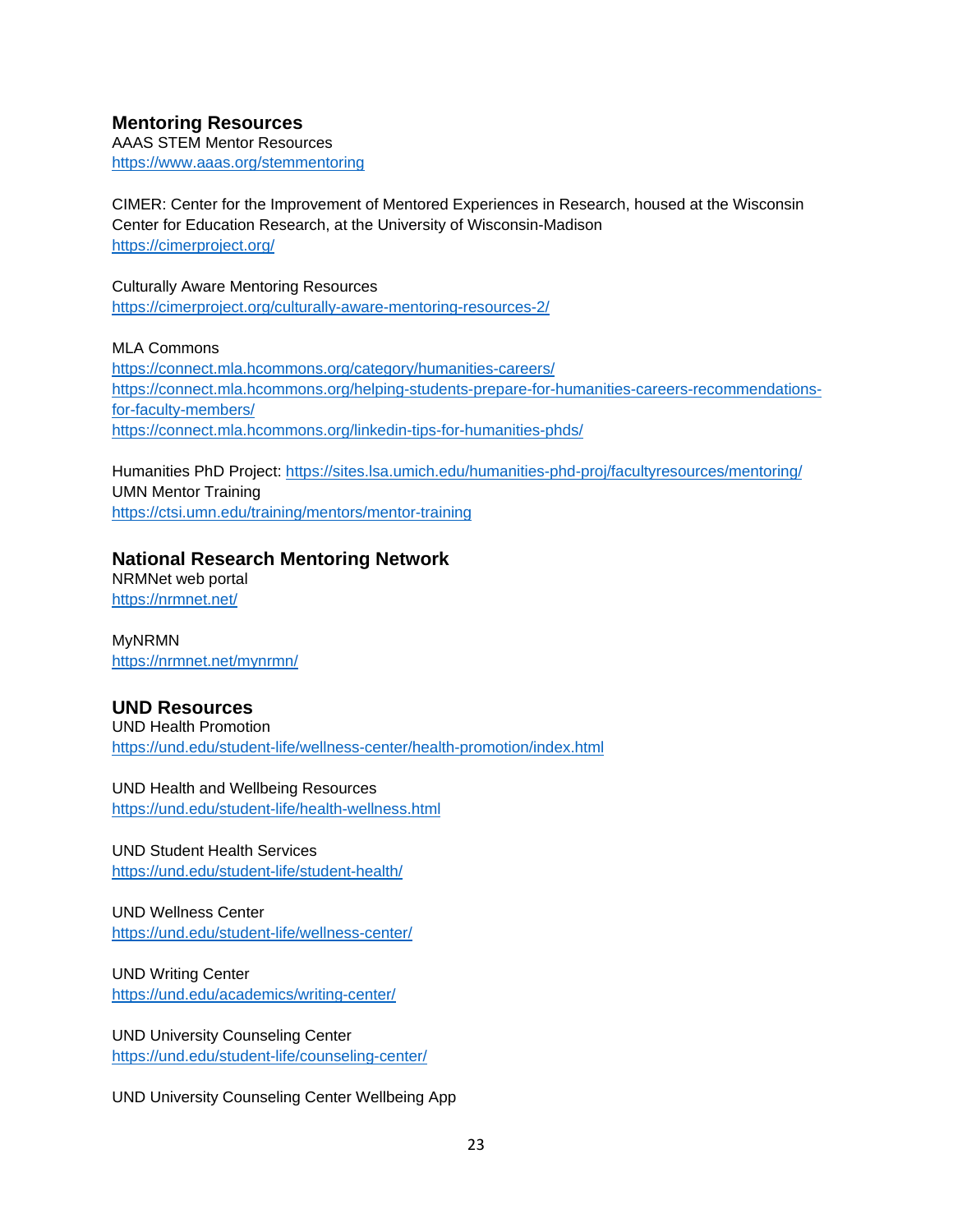## Mentoring Resources

AAAS STEM Mentor Resources
https://www.aaas.org/stemmentoring

CIMER: Center for the Improvement of Mentored Experiences in Research, housed at the Wisconsin Center for Education Research, at the University of Wisconsin-Madison
https://cimerproject.org/

Culturally Aware Mentoring Resources
https://cimerproject.org/culturally-aware-mentoring-resources-2/

MLA Commons
https://connect.mla.hcommons.org/category/humanities-careers/
https://connect.mla.hcommons.org/helping-students-prepare-for-humanities-careers-recommendations-for-faculty-members/
https://connect.mla.hcommons.org/linkedin-tips-for-humanities-phds/

Humanities PhD Project: https://sites.lsa.umich.edu/humanities-phd-proj/facultyresources/mentoring/
UMN Mentor Training
https://ctsi.umn.edu/training/mentors/mentor-training

## National Research Mentoring Network

NRMNet web portal
https://nrmnet.net/

MyNRMN
https://nrmnet.net/mynrmn/

## UND Resources

UND Health Promotion
https://und.edu/student-life/wellness-center/health-promotion/index.html

UND Health and Wellbeing Resources
https://und.edu/student-life/health-wellness.html

UND Student Health Services
https://und.edu/student-life/student-health/

UND Wellness Center
https://und.edu/student-life/wellness-center/

UND Writing Center
https://und.edu/academics/writing-center/

UND University Counseling Center
https://und.edu/student-life/counseling-center/

UND University Counseling Center Wellbeing App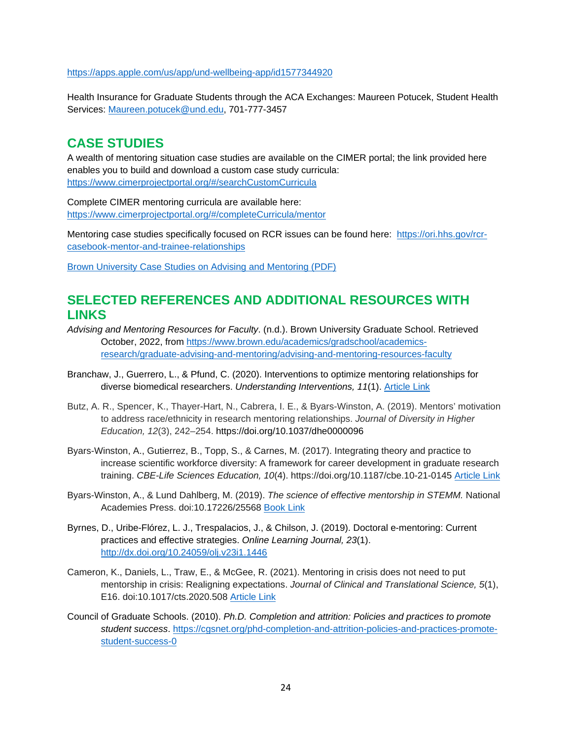https://apps.apple.com/us/app/und-wellbeing-app/id1577344920

Health Insurance for Graduate Students through the ACA Exchanges: Maureen Potucek, Student Health Services: Maureen.potucek@und.edu, 701-777-3457

## CASE STUDIES

A wealth of mentoring situation case studies are available on the CIMER portal; the link provided here enables you to build and download a custom case study curricula: https://www.cimerprojectportal.org/#/searchCustomCurricula

Complete CIMER mentoring curricula are available here: https://www.cimerprojectportal.org/#/completeCurricula/mentor

Mentoring case studies specifically focused on RCR issues can be found here: https://ori.hhs.gov/rcr-casebook-mentor-and-trainee-relationships

Brown University Case Studies on Advising and Mentoring (PDF)

## SELECTED REFERENCES AND ADDITIONAL RESOURCES WITH LINKS

*Advising and Mentoring Resources for Faculty*. (n.d.). Brown University Graduate School. Retrieved October, 2022, from https://www.brown.edu/academics/gradschool/academics-research/graduate-advising-and-mentoring/advising-and-mentoring-resources-faculty

Branchaw, J., Guerrero, L., & Pfund, C. (2020). Interventions to optimize mentoring relationships for diverse biomedical researchers. *Understanding Interventions, 11*(1). Article Link

Butz, A. R., Spencer, K., Thayer-Hart, N., Cabrera, I. E., & Byars-Winston, A. (2019). Mentors' motivation to address race/ethnicity in research mentoring relationships. *Journal of Diversity in Higher Education, 12*(3), 242–254. https://doi.org/10.1037/dhe0000096

Byars-Winston, A., Gutierrez, B., Topp, S., & Carnes, M. (2017). Integrating theory and practice to increase scientific workforce diversity: A framework for career development in graduate research training. *CBE-Life Sciences Education, 10*(4). https://doi.org/10.1187/cbe.10-21-0145 Article Link

Byars-Winston, A., & Lund Dahlberg, M. (2019). *The science of effective mentorship in STEMM.* National Academies Press. doi:10.17226/25568 Book Link

Byrnes, D., Uribe-Flórez, L. J., Trespalacios, J., & Chilson, J. (2019). Doctoral e-mentoring: Current practices and effective strategies. *Online Learning Journal, 23*(1). http://dx.doi.org/10.24059/olj.v23i1.1446

Cameron, K., Daniels, L., Traw, E., & McGee, R. (2021). Mentoring in crisis does not need to put mentorship in crisis: Realigning expectations. *Journal of Clinical and Translational Science, 5*(1), E16. doi:10.1017/cts.2020.508 Article Link

Council of Graduate Schools. (2010). *Ph.D. Completion and attrition: Policies and practices to promote student success*. https://cgsnet.org/phd-completion-and-attrition-policies-and-practices-promote-student-success-0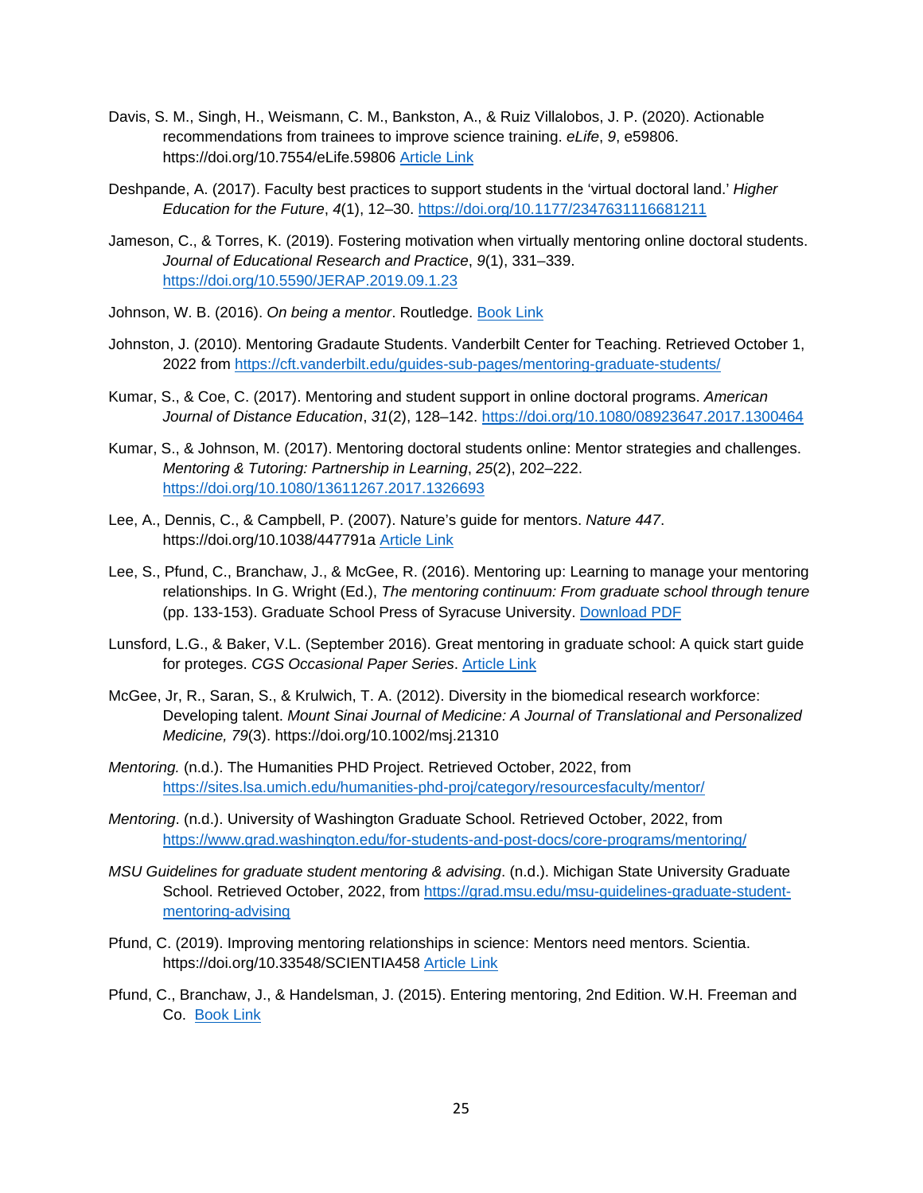Davis, S. M., Singh, H., Weismann, C. M., Bankston, A., & Ruiz Villalobos, J. P. (2020). Actionable recommendations from trainees to improve science training. *eLife*, *9*, e59806. https://doi.org/10.7554/eLife.59806 [Article Link]

Deshpande, A. (2017). Faculty best practices to support students in the 'virtual doctoral land.' *Higher Education for the Future*, *4*(1), 12–30. https://doi.org/10.1177/2347631116681211

Jameson, C., & Torres, K. (2019). Fostering motivation when virtually mentoring online doctoral students. *Journal of Educational Research and Practice*, *9*(1), 331–339. https://doi.org/10.5590/JERAP.2019.09.1.23

Johnson, W. B. (2016). *On being a mentor*. Routledge. [Book Link]

Johnston, J. (2010). Mentoring Gradaute Students. Vanderbilt Center for Teaching. Retrieved October 1, 2022 from https://cft.vanderbilt.edu/guides-sub-pages/mentoring-graduate-students/

Kumar, S., & Coe, C. (2017). Mentoring and student support in online doctoral programs. *American Journal of Distance Education*, *31*(2), 128–142. https://doi.org/10.1080/08923647.2017.1300464

Kumar, S., & Johnson, M. (2017). Mentoring doctoral students online: Mentor strategies and challenges. *Mentoring & Tutoring: Partnership in Learning*, *25*(2), 202–222. https://doi.org/10.1080/13611267.2017.1326693

Lee, A., Dennis, C., & Campbell, P. (2007). Nature's guide for mentors. *Nature 447*. https://doi.org/10.1038/447791a [Article Link]

Lee, S., Pfund, C., Branchaw, J., & McGee, R. (2016). Mentoring up: Learning to manage your mentoring relationships. In G. Wright (Ed.), *The mentoring continuum: From graduate school through tenure* (pp. 133-153). Graduate School Press of Syracuse University. [Download PDF]

Lunsford, L.G., & Baker, V.L. (September 2016). Great mentoring in graduate school: A quick start guide for proteges. *CGS Occasional Paper Series*. [Article Link]

McGee, Jr, R., Saran, S., & Krulwich, T. A. (2012). Diversity in the biomedical research workforce: Developing talent. *Mount Sinai Journal of Medicine: A Journal of Translational and Personalized Medicine, 79*(3). https://doi.org/10.1002/msj.21310

*Mentoring.* (n.d.). The Humanities PHD Project. Retrieved October, 2022, from https://sites.lsa.umich.edu/humanities-phd-proj/category/resourcesfaculty/mentor/

*Mentoring*. (n.d.). University of Washington Graduate School. Retrieved October, 2022, from https://www.grad.washington.edu/for-students-and-post-docs/core-programs/mentoring/

*MSU Guidelines for graduate student mentoring & advising*. (n.d.). Michigan State University Graduate School. Retrieved October, 2022, from https://grad.msu.edu/msu-guidelines-graduate-student-mentoring-advising

Pfund, C. (2019). Improving mentoring relationships in science: Mentors need mentors. Scientia. https://doi.org/10.33548/SCIENTIA458 [Article Link]

Pfund, C., Branchaw, J., & Handelsman, J. (2015). Entering mentoring, 2nd Edition. W.H. Freeman and Co. [Book Link]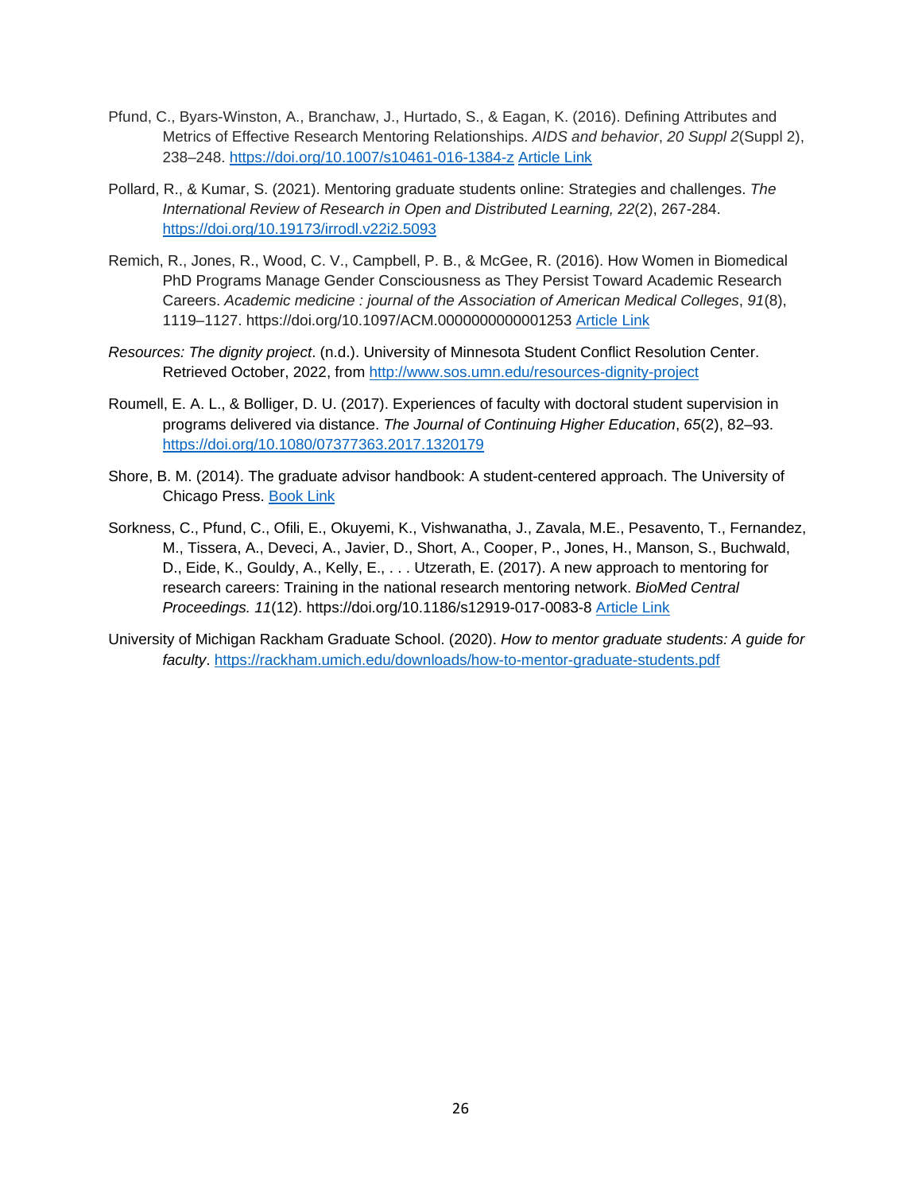Pfund, C., Byars-Winston, A., Branchaw, J., Hurtado, S., & Eagan, K. (2016). Defining Attributes and Metrics of Effective Research Mentoring Relationships. *AIDS and behavior*, *20 Suppl 2*(Suppl 2), 238–248. https://doi.org/10.1007/s10461-016-1384-z Article Link

Pollard, R., & Kumar, S. (2021). Mentoring graduate students online: Strategies and challenges. *The International Review of Research in Open and Distributed Learning, 22*(2), 267-284. https://doi.org/10.19173/irrodl.v22i2.5093

Remich, R., Jones, R., Wood, C. V., Campbell, P. B., & McGee, R. (2016). How Women in Biomedical PhD Programs Manage Gender Consciousness as They Persist Toward Academic Research Careers. *Academic medicine : journal of the Association of American Medical Colleges*, *91*(8), 1119–1127. https://doi.org/10.1097/ACM.0000000000001253 Article Link

*Resources: The dignity project*. (n.d.). University of Minnesota Student Conflict Resolution Center. Retrieved October, 2022, from http://www.sos.umn.edu/resources-dignity-project

Roumell, E. A. L., & Bolliger, D. U. (2017). Experiences of faculty with doctoral student supervision in programs delivered via distance. *The Journal of Continuing Higher Education*, *65*(2), 82–93. https://doi.org/10.1080/07377363.2017.1320179

Shore, B. M. (2014). The graduate advisor handbook: A student-centered approach. The University of Chicago Press. Book Link

Sorkness, C., Pfund, C., Ofili, E., Okuyemi, K., Vishwanatha, J., Zavala, M.E., Pesavento, T., Fernandez, M., Tissera, A., Deveci, A., Javier, D., Short, A., Cooper, P., Jones, H., Manson, S., Buchwald, D., Eide, K., Gouldy, A., Kelly, E., . . . Utzerath, E. (2017). A new approach to mentoring for research careers: Training in the national research mentoring network. *BioMed Central Proceedings. 11*(12). https://doi.org/10.1186/s12919-017-0083-8 Article Link

University of Michigan Rackham Graduate School. (2020). *How to mentor graduate students: A guide for faculty*. https://rackham.umich.edu/downloads/how-to-mentor-graduate-students.pdf